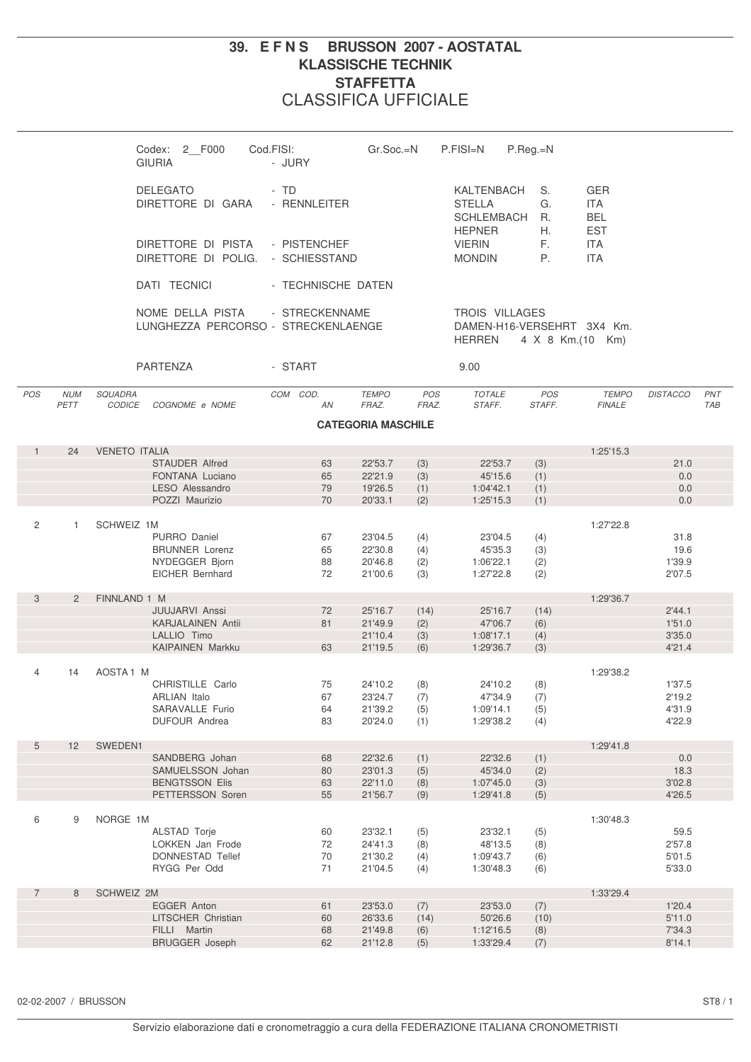# 39. E F N S BRUSSON 2007 - AOSTATAL
## KLASSISCHE TECHNIK
## STAFFETTA
## CLASSIFICA UFFICIALE

Codex: 2__F000 Cod.FISI: Gr.Soc.=N P.FISI=N P.Reg.=N

GIURIA - JURY

| | | | | |
|---|---|---|---|---|
| DELEGATO | - TD | KALTENBACH | S. | GER |
| DIRETTORE DI GARA | - RENNLEITER | STELLA | G. | ITA |
| | | SCHLEMBACH | R. | BEL |
| | | HEPNER | H. | EST |
| DIRETTORE DI PISTA | - PISTENCHEF | VIERIN | F. | ITA |
| DIRETTORE DI POLIG. | - SCHIESSTAND | MONDIN | P. | ITA |

DATI TECNICI - TECHNISCHE DATEN

NOME DELLA PISTA - STRECKENNAME: TROIS VILLAGES

LUNGHEZZA PERCORSO - STRECKENLAENGE: DAMEN-H16-VERSEHRT 3X4 Km. / HERREN 4 X 8 Km.(10 Km)

PARTENZA - START: 9.00

### CATEGORIA MASCHILE

| POS | NUM PETT | SQUADRA CODICE | COGNOME e NOME | COM | COD. AN | TEMPO FRAZ. | POS FRAZ. | TOTALE STAFF. | POS STAFF. | TEMPO FINALE | DISTACCO | PNT TAB |
|---|---|---|---|---|---|---|---|---|---|---|---|---|
| 1 | 24 | VENETO ITALIA | | | | | | | | 1:25'15.3 | | |
| | | | STAUDER Alfred | | 63 | 22'53.7 | (3) | 22'53.7 | (3) | | 21.0 | |
| | | | FONTANA Luciano | | 65 | 22'21.9 | (3) | 45'15.6 | (1) | | 0.0 | |
| | | | LESO Alessandro | | 79 | 19'26.5 | (1) | 1:04'42.1 | (1) | | 0.0 | |
| | | | POZZI Maurizio | | 70 | 20'33.1 | (2) | 1:25'15.3 | (1) | | 0.0 | |
| 2 | 1 | SCHWEIZ 1M | | | | | | | | 1:27'22.8 | | |
| | | | PURRO Daniel | | 67 | 23'04.5 | (4) | 23'04.5 | (4) | | 31.8 | |
| | | | BRUNNER Lorenz | | 65 | 22'30.8 | (4) | 45'35.3 | (3) | | 19.6 | |
| | | | NYDEGGER Bjorn | | 88 | 20'46.8 | (2) | 1:06'22.1 | (2) | | 1'39.9 | |
| | | | EICHER Bernhard | | 72 | 21'00.6 | (3) | 1:27'22.8 | (2) | | 2'07.5 | |
| 3 | 2 | FINNLAND 1 M | | | | | | | | 1:29'36.7 | | |
| | | | JUUJARVI Anssi | | 72 | 25'16.7 | (14) | 25'16.7 | (14) | | 2'44.1 | |
| | | | KARJALAINEN Antii | | 81 | 21'49.9 | (2) | 47'06.7 | (6) | | 1'51.0 | |
| | | | LALLIO Timo | | | 21'10.4 | (3) | 1:08'17.1 | (4) | | 3'35.0 | |
| | | | KAIPAINEN Markku | | 63 | 21'19.5 | (6) | 1:29'36.7 | (3) | | 4'21.4 | |
| 4 | 14 | AOSTA 1 M | | | | | | | | 1:29'38.2 | | |
| | | | CHRISTILLE Carlo | | 75 | 24'10.2 | (8) | 24'10.2 | (8) | | 1'37.5 | |
| | | | ARLIAN Italo | | 67 | 23'24.7 | (7) | 47'34.9 | (7) | | 2'19.2 | |
| | | | SARAVALLE Furio | | 64 | 21'39.2 | (5) | 1:09'14.1 | (5) | | 4'31.9 | |
| | | | DUFOUR Andrea | | 83 | 20'24.0 | (1) | 1:29'38.2 | (4) | | 4'22.9 | |
| 5 | 12 | SWEDEN1 | | | | | | | | 1:29'41.8 | | |
| | | | SANDBERG Johan | | 68 | 22'32.6 | (1) | 22'32.6 | (1) | | 0.0 | |
| | | | SAMUELSSON Johan | | 80 | 23'01.3 | (5) | 45'34.0 | (2) | | 18.3 | |
| | | | BENGTSSON Elis | | 63 | 22'11.0 | (8) | 1:07'45.0 | (3) | | 3'02.8 | |
| | | | PETTERSSON Soren | | 55 | 21'56.7 | (9) | 1:29'41.8 | (5) | | 4'26.5 | |
| 6 | 9 | NORGE 1M | | | | | | | | 1:30'48.3 | | |
| | | | ALSTAD Torje | | 60 | 23'32.1 | (5) | 23'32.1 | (5) | | 59.5 | |
| | | | LOKKEN Jan Frode | | 72 | 24'41.3 | (8) | 48'13.5 | (8) | | 2'57.8 | |
| | | | DONNESTAD Tellef | | 70 | 21'30.2 | (4) | 1:09'43.7 | (6) | | 5'01.5 | |
| | | | RYGG Per Odd | | 71 | 21'04.5 | (4) | 1:30'48.3 | (6) | | 5'33.0 | |
| 7 | 8 | SCHWEIZ 2M | | | | | | | | 1:33'29.4 | | |
| | | | EGGER Anton | | 61 | 23'53.0 | (7) | 23'53.0 | (7) | | 1'20.4 | |
| | | | LITSCHER Christian | | 60 | 26'33.6 | (14) | 50'26.6 | (10) | | 5'11.0 | |
| | | | FILLI Martin | | 68 | 21'49.8 | (6) | 1:12'16.5 | (8) | | 7'34.3 | |
| | | | BRUGGER Joseph | | 62 | 21'12.8 | (5) | 1:33'29.4 | (7) | | 8'14.1 | |

02-02-2007 / BRUSSON

Servizio elaborazione dati e cronometraggio a cura della FEDERAZIONE ITALIANA CRONOMETRISTI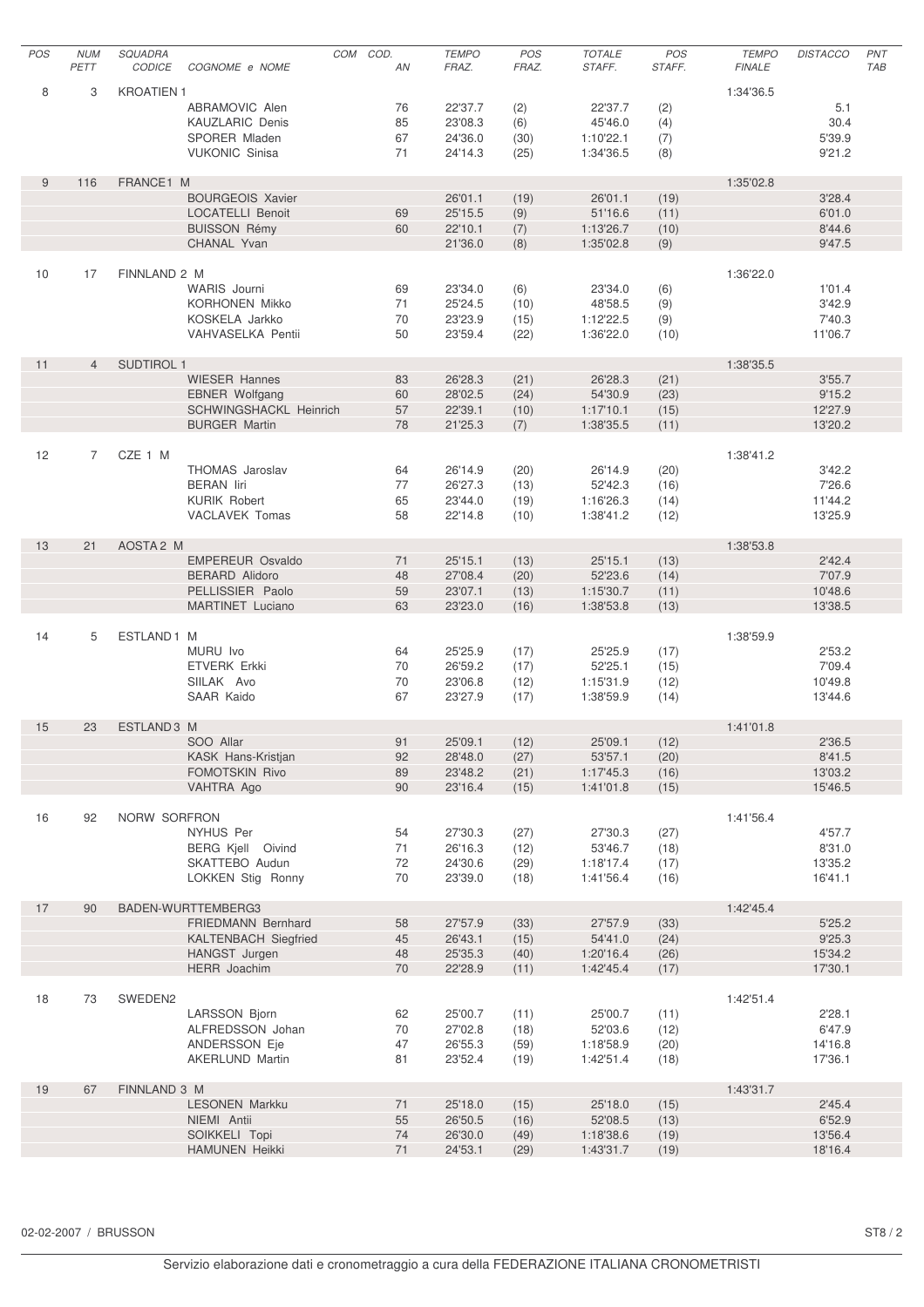| POS | NUM PETT | SQUADRA CODICE | COGNOME e NOME | COM | COD. AN | TEMPO FRAZ. | POS FRAZ. | TOTALE STAFF. | POS STAFF. | TEMPO FINALE | DISTACCO | PNT TAB |
|---|---|---|---|---|---|---|---|---|---|---|---|---|
| 8 | 3 | KROATIEN 1 | | | | | | | | 1:34'36.5 | | |
| | | | ABRAMOVIC Alen | | 76 | 22'37.7 | (2) | 22'37.7 | (2) | | 5.1 | |
| | | | KAUZLARIC Denis | | 85 | 23'08.3 | (6) | 45'46.0 | (4) | | 30.4 | |
| | | | SPORER Mladen | | 67 | 24'36.0 | (30) | 1:10'22.1 | (7) | | 5'39.9 | |
| | | | VUKONIC Sinisa | | 71 | 24'14.3 | (25) | 1:34'36.5 | (8) | | 9'21.2 | |
| 9 | 116 | FRANCE1 M | | | | | | | | 1:35'02.8 | | |
| | | | BOURGEOIS Xavier | | | 26'01.1 | (19) | 26'01.1 | (19) | | 3'28.4 | |
| | | | LOCATELLI Benoit | | 69 | 25'15.5 | (9) | 51'16.6 | (11) | | 6'01.0 | |
| | | | BUISSON Rémy | | 60 | 22'10.1 | (7) | 1:13'26.7 | (10) | | 8'44.6 | |
| | | | CHANAL Yvan | | | 21'36.0 | (8) | 1:35'02.8 | (9) | | 9'47.5 | |
| 10 | 17 | FINNLAND 2 M | | | | | | | | 1:36'22.0 | | |
| | | | WARIS Journi | | 69 | 23'34.0 | (6) | 23'34.0 | (6) | | 1'01.4 | |
| | | | KORHONEN Mikko | | 71 | 25'24.5 | (10) | 48'58.5 | (9) | | 3'42.9 | |
| | | | KOSKELA Jarkko | | 70 | 23'23.9 | (15) | 1:12'22.5 | (9) | | 7'40.3 | |
| | | | VAHVASELKA Pentii | | 50 | 23'59.4 | (22) | 1:36'22.0 | (10) | | 11'06.7 | |
| 11 | 4 | SUDTIROL 1 | | | | | | | | 1:38'35.5 | | |
| | | | WIESER Hannes | | 83 | 26'28.3 | (21) | 26'28.3 | (21) | | 3'55.7 | |
| | | | EBNER Wolfgang | | 60 | 28'02.5 | (24) | 54'30.9 | (23) | | 9'15.2 | |
| | | | SCHWINGSHACKL Heinrich | | 57 | 22'39.1 | (10) | 1:17'10.1 | (15) | | 12'27.9 | |
| | | | BURGER Martin | | 78 | 21'25.3 | (7) | 1:38'35.5 | (11) | | 13'20.2 | |
| 12 | 7 | CZE 1 M | | | | | | | | 1:38'41.2 | | |
| | | | THOMAS Jaroslav | | 64 | 26'14.9 | (20) | 26'14.9 | (20) | | 3'42.2 | |
| | | | BERAN Iiri | | 77 | 26'27.3 | (13) | 52'42.3 | (16) | | 7'26.6 | |
| | | | KURIK Robert | | 65 | 23'44.0 | (19) | 1:16'26.3 | (14) | | 11'44.2 | |
| | | | VACLAVEK Tomas | | 58 | 22'14.8 | (10) | 1:38'41.2 | (12) | | 13'25.9 | |
| 13 | 21 | AOSTA 2 M | | | | | | | | 1:38'53.8 | | |
| | | | EMPEREUR Osvaldo | | 71 | 25'15.1 | (13) | 25'15.1 | (13) | | 2'42.4 | |
| | | | BERARD Alidoro | | 48 | 27'08.4 | (20) | 52'23.6 | (14) | | 7'07.9 | |
| | | | PELLISSIER Paolo | | 59 | 23'07.1 | (13) | 1:15'30.7 | (11) | | 10'48.6 | |
| | | | MARTINET Luciano | | 63 | 23'23.0 | (16) | 1:38'53.8 | (13) | | 13'38.5 | |
| 14 | 5 | ESTLAND 1 M | | | | | | | | 1:38'59.9 | | |
| | | | MURU Ivo | | 64 | 25'25.9 | (17) | 25'25.9 | (17) | | 2'53.2 | |
| | | | ETVERK Erkki | | 70 | 26'59.2 | (17) | 52'25.1 | (15) | | 7'09.4 | |
| | | | SIILAK Avo | | 70 | 23'06.8 | (12) | 1:15'31.9 | (12) | | 10'49.8 | |
| | | | SAAR Kaido | | 67 | 23'27.9 | (17) | 1:38'59.9 | (14) | | 13'44.6 | |
| 15 | 23 | ESTLAND 3 M | | | | | | | | 1:41'01.8 | | |
| | | | SOO Allar | | 91 | 25'09.1 | (12) | 25'09.1 | (12) | | 2'36.5 | |
| | | | KASK Hans-Kristjan | | 92 | 28'48.0 | (27) | 53'57.1 | (20) | | 8'41.5 | |
| | | | FOMOTSKIN Rivo | | 89 | 23'48.2 | (21) | 1:17'45.3 | (16) | | 13'03.2 | |
| | | | VAHTRA Ago | | 90 | 23'16.4 | (15) | 1:41'01.8 | (15) | | 15'46.5 | |
| 16 | 92 | NORW SORFRON | | | | | | | | 1:41'56.4 | | |
| | | | NYHUS Per | | 54 | 27'30.3 | (27) | 27'30.3 | (27) | | 4'57.7 | |
| | | | BERG Kjell Oivind | | 71 | 26'16.3 | (12) | 53'46.7 | (18) | | 8'31.0 | |
| | | | SKATTEBO Audun | | 72 | 24'30.6 | (29) | 1:18'17.4 | (17) | | 13'35.2 | |
| | | | LOKKEN Stig Ronny | | 70 | 23'39.0 | (18) | 1:41'56.4 | (16) | | 16'41.1 | |
| 17 | 90 | BADEN-WURTTEMBERG3 | | | | | | | | 1:42'45.4 | | |
| | | | FRIEDMANN Bernhard | | 58 | 27'57.9 | (33) | 27'57.9 | (33) | | 5'25.2 | |
| | | | KALTENBACH Siegfried | | 45 | 26'43.1 | (15) | 54'41.0 | (24) | | 9'25.3 | |
| | | | HANGST Jurgen | | 48 | 25'35.3 | (40) | 1:20'16.4 | (26) | | 15'34.2 | |
| | | | HERR Joachim | | 70 | 22'28.9 | (11) | 1:42'45.4 | (17) | | 17'30.1 | |
| 18 | 73 | SWEDEN2 | | | | | | | | 1:42'51.4 | | |
| | | | LARSSON Bjorn | | 62 | 25'00.7 | (11) | 25'00.7 | (11) | | 2'28.1 | |
| | | | ALFREDSSON Johan | | 70 | 27'02.8 | (18) | 52'03.6 | (12) | | 6'47.9 | |
| | | | ANDERSSON Eje | | 47 | 26'55.3 | (59) | 1:18'58.9 | (20) | | 14'16.8 | |
| | | | AKERLUND Martin | | 81 | 23'52.4 | (19) | 1:42'51.4 | (18) | | 17'36.1 | |
| 19 | 67 | FINNLAND 3 M | | | | | | | | 1:43'31.7 | | |
| | | | LESONEN Markku | | 71 | 25'18.0 | (15) | 25'18.0 | (15) | | 2'45.4 | |
| | | | NIEMI Antii | | 55 | 26'50.5 | (16) | 52'08.5 | (13) | | 6'52.9 | |
| | | | SOIKKELI Topi | | 74 | 26'30.0 | (49) | 1:18'38.6 | (19) | | 13'56.4 | |
| | | | HAMUNEN Heikki | | 71 | 24'53.1 | (29) | 1:43'31.7 | (19) | | 18'16.4 | |

02-02-2007 / BRUSSON

Servizio elaborazione dati e cronometraggio a cura della FEDERAZIONE ITALIANA CRONOMETRISTI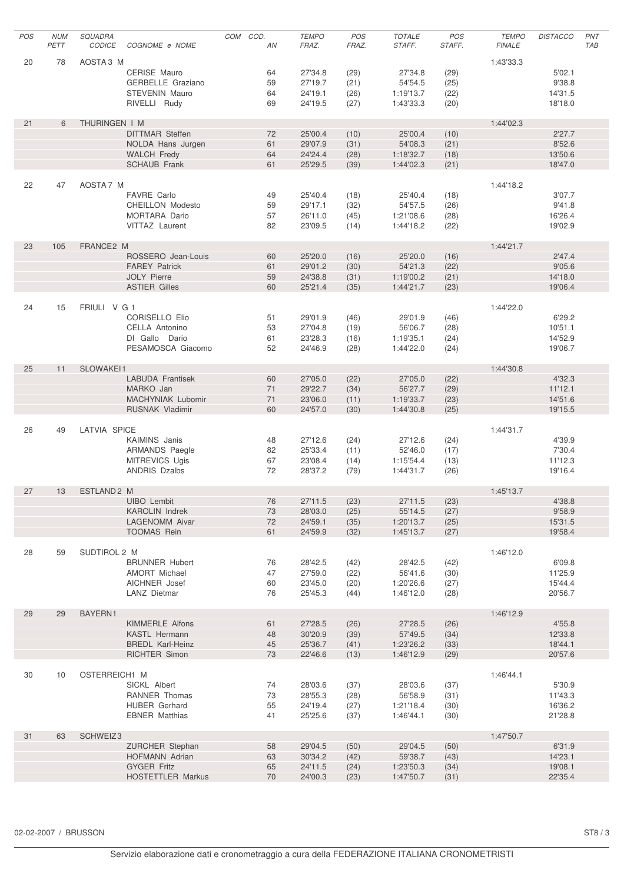| POS | NUM PETT | SQUADRA CODICE | COGNOME e NOME | COM | COD. AN | TEMPO FRAZ. | POS FRAZ. | TOTALE STAFF. | POS STAFF. | TEMPO FINALE | DISTACCO | PNT TAB |
|---|---|---|---|---|---|---|---|---|---|---|---|---|
| 20 | 78 | AOSTA 3 M | | | | | | | | 1:43'33.3 | | |
| | | | CERISE Mauro | | 64 | 27'34.8 | (29) | 27'34.8 | (29) | | 5'02.1 | |
| | | | GERBELLE Graziano | | 59 | 27'19.7 | (21) | 54'54.5 | (25) | | 9'38.8 | |
| | | | STEVENIN Mauro | | 64 | 24'19.1 | (26) | 1:19'13.7 | (22) | | 14'31.5 | |
| | | | RIVELLI Rudy | | 69 | 24'19.5 | (27) | 1:43'33.3 | (20) | | 18'18.0 | |
| 21 | 6 | THURINGEN I M | | | | | | | | 1:44'02.3 | | |
| | | | DITTMAR Steffen | | 72 | 25'00.4 | (10) | 25'00.4 | (10) | | 2'27.7 | |
| | | | NOLDA Hans Jurgen | | 61 | 29'07.9 | (31) | 54'08.3 | (21) | | 8'52.6 | |
| | | | WALCH Fredy | | 64 | 24'24.4 | (28) | 1:18'32.7 | (18) | | 13'50.6 | |
| | | | SCHAUB Frank | | 61 | 25'29.5 | (39) | 1:44'02.3 | (21) | | 18'47.0 | |
| 22 | 47 | AOSTA 7 M | | | | | | | | 1:44'18.2 | | |
| | | | FAVRE Carlo | | 49 | 25'40.4 | (18) | 25'40.4 | (18) | | 3'07.7 | |
| | | | CHEILLON Modesto | | 59 | 29'17.1 | (32) | 54'57.5 | (26) | | 9'41.8 | |
| | | | MORTARA Dario | | 57 | 26'11.0 | (45) | 1:21'08.6 | (28) | | 16'26.4 | |
| | | | VITTAZ Laurent | | 82 | 23'09.5 | (14) | 1:44'18.2 | (22) | | 19'02.9 | |
| 23 | 105 | FRANCE2 M | | | | | | | | 1:44'21.7 | | |
| | | | ROSSERO Jean-Louis | | 60 | 25'20.0 | (16) | 25'20.0 | (16) | | 2'47.4 | |
| | | | FAREY Patrick | | 61 | 29'01.2 | (30) | 54'21.3 | (22) | | 9'05.6 | |
| | | | JOLY Pierre | | 59 | 24'38.8 | (31) | 1:19'00.2 | (21) | | 14'18.0 | |
| | | | ASTIER Gilles | | 60 | 25'21.4 | (35) | 1:44'21.7 | (23) | | 19'06.4 | |
| 24 | 15 | FRIULI V G 1 | | | | | | | | 1:44'22.0 | | |
| | | | CORISELLO Elio | | 51 | 29'01.9 | (46) | 29'01.9 | (46) | | 6'29.2 | |
| | | | CELLA Antonino | | 53 | 27'04.8 | (19) | 56'06.7 | (28) | | 10'51.1 | |
| | | | DI Gallo Dario | | 61 | 23'28.3 | (16) | 1:19'35.1 | (24) | | 14'52.9 | |
| | | | PESAMOSCA Giacomo | | 52 | 24'46.9 | (28) | 1:44'22.0 | (24) | | 19'06.7 | |
| 25 | 11 | SLOWAKEI1 | | | | | | | | 1:44'30.8 | | |
| | | | LABUDA Frantisek | | 60 | 27'05.0 | (22) | 27'05.0 | (22) | | 4'32.3 | |
| | | | MARKO Jan | | 71 | 29'22.7 | (34) | 56'27.7 | (29) | | 11'12.1 | |
| | | | MACHYNIAK Lubomir | | 71 | 23'06.0 | (11) | 1:19'33.7 | (23) | | 14'51.6 | |
| | | | RUSNAK Vladimir | | 60 | 24'57.0 | (30) | 1:44'30.8 | (25) | | 19'15.5 | |
| 26 | 49 | LATVIA SPICE | | | | | | | | 1:44'31.7 | | |
| | | | KAIMINS Janis | | 48 | 27'12.6 | (24) | 27'12.6 | (24) | | 4'39.9 | |
| | | | ARMANDS Paegle | | 82 | 25'33.4 | (11) | 52'46.0 | (17) | | 7'30.4 | |
| | | | MITREVICS Ugis | | 67 | 23'08.4 | (14) | 1:15'54.4 | (13) | | 11'12.3 | |
| | | | ANDRIS Dzalbs | | 72 | 28'37.2 | (79) | 1:44'31.7 | (26) | | 19'16.4 | |
| 27 | 13 | ESTLAND 2 M | | | | | | | | 1:45'13.7 | | |
| | | | UIBO Lembit | | 76 | 27'11.5 | (23) | 27'11.5 | (23) | | 4'38.8 | |
| | | | KAROLIN Indrek | | 73 | 28'03.0 | (25) | 55'14.5 | (27) | | 9'58.9 | |
| | | | LAGENOMM Aivar | | 72 | 24'59.1 | (35) | 1:20'13.7 | (25) | | 15'31.5 | |
| | | | TOOMAS Rein | | 61 | 24'59.9 | (32) | 1:45'13.7 | (27) | | 19'58.4 | |
| 28 | 59 | SUDTIROL 2 M | | | | | | | | 1:46'12.0 | | |
| | | | BRUNNER Hubert | | 76 | 28'42.5 | (42) | 28'42.5 | (42) | | 6'09.8 | |
| | | | AMORT Michael | | 47 | 27'59.0 | (22) | 56'41.6 | (30) | | 11'25.9 | |
| | | | AICHNER Josef | | 60 | 23'45.0 | (20) | 1:20'26.6 | (27) | | 15'44.4 | |
| | | | LANZ Dietmar | | 76 | 25'45.3 | (44) | 1:46'12.0 | (28) | | 20'56.7 | |
| 29 | 29 | BAYERN1 | | | | | | | | 1:46'12.9 | | |
| | | | KIMMERLE Alfons | | 61 | 27'28.5 | (26) | 27'28.5 | (26) | | 4'55.8 | |
| | | | KASTL Hermann | | 48 | 30'20.9 | (39) | 57'49.5 | (34) | | 12'33.8 | |
| | | | BREDL Karl-Heinz | | 45 | 25'36.7 | (41) | 1:23'26.2 | (33) | | 18'44.1 | |
| | | | RICHTER Simon | | 73 | 22'46.6 | (13) | 1:46'12.9 | (29) | | 20'57.6 | |
| 30 | 10 | OSTERREICH1 M | | | | | | | | 1:46'44.1 | | |
| | | | SICKL Albert | | 74 | 28'03.6 | (37) | 28'03.6 | (37) | | 5'30.9 | |
| | | | RANNER Thomas | | 73 | 28'55.3 | (28) | 56'58.9 | (31) | | 11'43.3 | |
| | | | HUBER Gerhard | | 55 | 24'19.4 | (27) | 1:21'18.4 | (30) | | 16'36.2 | |
| | | | EBNER Matthias | | 41 | 25'25.6 | (37) | 1:46'44.1 | (30) | | 21'28.8 | |
| 31 | 63 | SCHWEIZ3 | | | | | | | | 1:47'50.7 | | |
| | | | ZURCHER Stephan | | 58 | 29'04.5 | (50) | 29'04.5 | (50) | | 6'31.9 | |
| | | | HOFMANN Adrian | | 63 | 30'34.2 | (42) | 59'38.7 | (43) | | 14'23.1 | |
| | | | GYGER Fritz | | 65 | 24'11.5 | (24) | 1:23'50.3 | (34) | | 19'08.1 | |
| | | | HOSTETTLER Markus | | 70 | 24'00.3 | (23) | 1:47'50.7 | (31) | | 22'35.4 | |

02-02-2007 / BRUSSON

Servizio elaborazione dati e cronometraggio a cura della FEDERAZIONE ITALIANA CRONOMETRISTI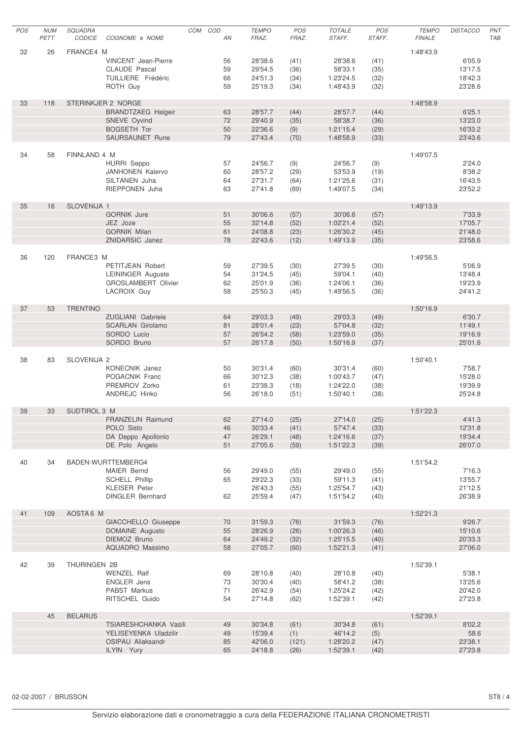| POS | NUM PETT | SQUADRA CODICE | COGNOME e NOME | COM | COD. AN | TEMPO FRAZ. | POS FRAZ. | TOTALE STAFF. | POS STAFF. | TEMPO FINALE | DISTACCO | PNT TAB |
|---|---|---|---|---|---|---|---|---|---|---|---|---|
| 32 | 26 | FRANCE4 M | | | | | | | | 1:48'43.9 | | |
| | | | VINCENT Jean-Pierre | | 56 | 28'38.6 | (41) | 28'38.6 | (41) | | 6'05.9 | |
| | | | CLAUDE Pascal | | 59 | 29'54.5 | (36) | 58'33.1 | (35) | | 13'17.5 | |
| | | | TUILLIERE Frédéric | | 66 | 24'51.3 | (34) | 1:23'24.5 | (32) | | 18'42.3 | |
| | | | ROTH Guy | | 59 | 25'19.3 | (34) | 1:48'43.9 | (32) | | 23'28.6 | |
| 33 | 118 | STERINKJER 2 NORGE | | | | | | | | 1:48'58.9 | | |
| | | | BRANDTZAEG Halgeir | | 63 | 28'57.7 | (44) | 28'57.7 | (44) | | 6'25.1 | |
| | | | SNEVE Oyvind | | 72 | 29'40.9 | (35) | 58'38.7 | (36) | | 13'23.0 | |
| | | | BOGSETH Tor | | 50 | 22'36.6 | (9) | 1:21'15.4 | (29) | | 16'33.2 | |
| | | | SAURSAUNET Rune | | 79 | 27'43.4 | (70) | 1:48'58.9 | (33) | | 23'43.6 | |
| 34 | 58 | FINNLAND 4 M | | | | | | | | 1:49'07.5 | | |
| | | | HURRI Seppo | | 57 | 24'56.7 | (9) | 24'56.7 | (9) | | 2'24.0 | |
| | | | JANHONEN Kalervo | | 60 | 28'57.2 | (29) | 53'53.9 | (19) | | 8'38.2 | |
| | | | SILTANEN Juha | | 64 | 27'31.7 | (64) | 1:21'25.6 | (31) | | 16'43.5 | |
| | | | RIEPPONEN Juha | | 63 | 27'41.8 | (69) | 1:49'07.5 | (34) | | 23'52.2 | |
| 35 | 16 | SLOVENIJA 1 | | | | | | | | 1:49'13.9 | | |
| | | | GORNIK Jure | | 51 | 30'06.6 | (57) | 30'06.6 | (57) | | 7'33.9 | |
| | | | JEZ Joze | | 55 | 32'14.8 | (52) | 1:02'21.4 | (52) | | 17'05.7 | |
| | | | GORNIK Milan | | 61 | 24'08.8 | (23) | 1:26'30.2 | (45) | | 21'48.0 | |
| | | | ZNIDARSIC Janez | | 78 | 22'43.6 | (12) | 1:49'13.9 | (35) | | 23'58.6 | |
| 36 | 120 | FRANCE3 M | | | | | | | | 1:49'56.5 | | |
| | | | PETITJEAN Robert | | 59 | 27'39.5 | (30) | 27'39.5 | (30) | | 5'06.9 | |
| | | | LEININGER Auguste | | 54 | 31'24.5 | (45) | 59'04.1 | (40) | | 13'48.4 | |
| | | | GROSLAMBERT Olivier | | 62 | 25'01.9 | (36) | 1:24'06.1 | (36) | | 19'23.9 | |
| | | | LACROIX Guy | | 58 | 25'50.3 | (45) | 1:49'56.5 | (36) | | 24'41.2 | |
| 37 | 53 | TRENTINO | | | | | | | | 1:50'16.9 | | |
| | | | ZUGLIANI Gabriele | | 64 | 29'03.3 | (49) | 29'03.3 | (49) | | 6'30.7 | |
| | | | SCARLAN Girolamo | | 81 | 28'01.4 | (23) | 57'04.8 | (32) | | 11'49.1 | |
| | | | SORDO Lucio | | 57 | 26'54.2 | (58) | 1:23'59.0 | (35) | | 19'16.9 | |
| | | | SORDO Bruno | | 57 | 26'17.8 | (50) | 1:50'16.9 | (37) | | 25'01.6 | |
| 38 | 83 | SLOVENIJA 2 | | | | | | | | 1:50'40.1 | | |
| | | | KONECNIK Janez | | 50 | 30'31.4 | (60) | 30'31.4 | (60) | | 7'58.7 | |
| | | | POGACNIK Franc | | 66 | 30'12.3 | (38) | 1:00'43.7 | (47) | | 15'28.0 | |
| | | | PREMROV Zorko | | 61 | 23'38.3 | (18) | 1:24'22.0 | (38) | | 19'39.9 | |
| | | | ANDREJC Hinko | | 56 | 26'18.0 | (51) | 1:50'40.1 | (38) | | 25'24.8 | |
| 39 | 33 | SUDTIROL 3 M | | | | | | | | 1:51'22.3 | | |
| | | | FRANZELIN Raimund | | 62 | 27'14.0 | (25) | 27'14.0 | (25) | | 4'41.3 | |
| | | | POLO Sisto | | 46 | 30'33.4 | (41) | 57'47.4 | (33) | | 12'31.8 | |
| | | | DA Deppo Apollonio | | 47 | 26'29.1 | (48) | 1:24'16.6 | (37) | | 19'34.4 | |
| | | | DE Polo Angelo | | 51 | 27'05.6 | (59) | 1:51'22.3 | (39) | | 26'07.0 | |
| 40 | 34 | BADEN-WURTTEMBERG4 | | | | | | | | 1:51'54.2 | | |
| | | | MAIER Bernd | | 56 | 29'49.0 | (55) | 29'49.0 | (55) | | 7'16.3 | |
| | | | SCHELL Phillip | | 65 | 29'22.3 | (33) | 59'11.3 | (41) | | 13'55.7 | |
| | | | KLEISER Peter | | | 26'43.3 | (55) | 1:25'54.7 | (43) | | 21'12.5 | |
| | | | DINGLER Bernhard | | 62 | 25'59.4 | (47) | 1:51'54.2 | (40) | | 26'38.9 | |
| 41 | 109 | AOSTA 6 M | | | | | | | | 1:52'21.3 | | |
| | | | GIACCHELLO Giuseppe | | 70 | 31'59.3 | (76) | 31'59.3 | (76) | | 9'26.7 | |
| | | | DOMAINE Augusto | | 55 | 28'26.9 | (26) | 1:00'26.3 | (46) | | 15'10.6 | |
| | | | DIEMOZ Bruno | | 64 | 24'49.2 | (32) | 1:25'15.5 | (40) | | 20'33.3 | |
| | | | AQUADRO Massimo | | 58 | 27'05.7 | (60) | 1:52'21.3 | (41) | | 27'06.0 | |
| 42 | 39 | THURINGEN 2B | | | | | | | | 1:52'39.1 | | |
| | | | WENZEL Ralf | | 69 | 28'10.8 | (40) | 28'10.8 | (40) | | 5'38.1 | |
| | | | ENGLER Jens | | 73 | 30'30.4 | (40) | 58'41.2 | (38) | | 13'25.6 | |
| | | | PABST Markus | | 71 | 26'42.9 | (54) | 1:25'24.2 | (42) | | 20'42.0 | |
| | | | RITSCHEL Guido | | 54 | 27'14.8 | (62) | 1:52'39.1 | (42) | | 27'23.8 | |
| | 45 | BELARUS | | | | | | | | 1:52'39.1 | | |
| | | | TSIARESHCHANKA Vasili | | 49 | 30'34.8 | (61) | 30'34.8 | (61) | | 8'02.2 | |
| | | | YELISEYENKA Uladzilir | | 49 | 15'39.4 | (1) | 46'14.2 | (5) | | 58.6 | |
| | | | OSIPAU Aliaksandr | | 85 | 42'06.0 | (121) | 1:28'20.2 | (47) | | 23'38.1 | |
| | | | ILYIN Yury | | 65 | 24'18.8 | (26) | 1:52'39.1 | (42) | | 27'23.8 | |

02-02-2007 / BRUSSON

Servizio elaborazione dati e cronometraggio a cura della FEDERAZIONE ITALIANA CRONOMETRISTI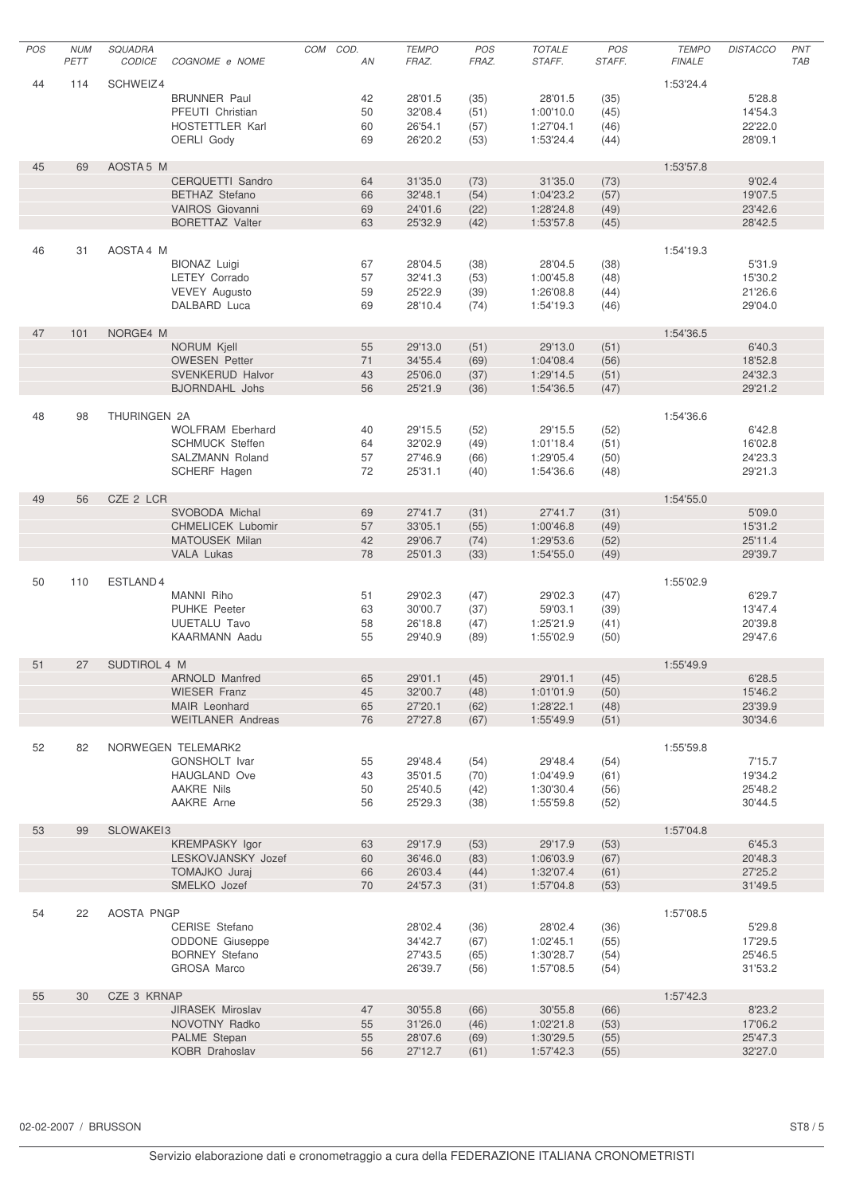| POS | NUM PETT | SQUADRA CODICE | COGNOME e NOME | COM | COD. AN | TEMPO FRAZ. | POS FRAZ. | TOTALE STAFF. | POS STAFF. | TEMPO FINALE | DISTACCO | PNT TAB |
|---|---|---|---|---|---|---|---|---|---|---|---|---|
| 44 | 114 | SCHWEIZ4 | | | | | | | | 1:53'24.4 | | |
| | | | BRUNNER Paul | | 42 | 28'01.5 | (35) | 28'01.5 | (35) | | 5'28.8 | |
| | | | PFEUTI Christian | | 50 | 32'08.4 | (51) | 1:00'10.0 | (45) | | 14'54.3 | |
| | | | HOSTETTLER Karl | | 60 | 26'54.1 | (57) | 1:27'04.1 | (46) | | 22'22.0 | |
| | | | OERLI Gody | | 69 | 26'20.2 | (53) | 1:53'24.4 | (44) | | 28'09.1 | |
| 45 | 69 | AOSTA 5 M | | | | | | | | 1:53'57.8 | | |
| | | | CERQUETTI Sandro | | 64 | 31'35.0 | (73) | 31'35.0 | (73) | | 9'02.4 | |
| | | | BETHAZ Stefano | | 66 | 32'48.1 | (54) | 1:04'23.2 | (57) | | 19'07.5 | |
| | | | VAIROS Giovanni | | 69 | 24'01.6 | (22) | 1:28'24.8 | (49) | | 23'42.6 | |
| | | | BORETTAZ Valter | | 63 | 25'32.9 | (42) | 1:53'57.8 | (45) | | 28'42.5 | |
| 46 | 31 | AOSTA 4 M | | | | | | | | 1:54'19.3 | | |
| | | | BIONAZ Luigi | | 67 | 28'04.5 | (38) | 28'04.5 | (38) | | 5'31.9 | |
| | | | LETEY Corrado | | 57 | 32'41.3 | (53) | 1:00'45.8 | (48) | | 15'30.2 | |
| | | | VEVEY Augusto | | 59 | 25'22.9 | (39) | 1:26'08.8 | (44) | | 21'26.6 | |
| | | | DALBARD Luca | | 69 | 28'10.4 | (74) | 1:54'19.3 | (46) | | 29'04.0 | |
| 47 | 101 | NORGE4 M | | | | | | | | 1:54'36.5 | | |
| | | | NORUM Kjell | | 55 | 29'13.0 | (51) | 29'13.0 | (51) | | 6'40.3 | |
| | | | OWESEN Petter | | 71 | 34'55.4 | (69) | 1:04'08.4 | (56) | | 18'52.8 | |
| | | | SVENKERUD Halvor | | 43 | 25'06.0 | (37) | 1:29'14.5 | (51) | | 24'32.3 | |
| | | | BJORNDAHL Johs | | 56 | 25'21.9 | (36) | 1:54'36.5 | (47) | | 29'21.2 | |
| 48 | 98 | THURINGEN 2A | | | | | | | | 1:54'36.6 | | |
| | | | WOLFRAM Eberhard | | 40 | 29'15.5 | (52) | 29'15.5 | (52) | | 6'42.8 | |
| | | | SCHMUCK Steffen | | 64 | 32'02.9 | (49) | 1:01'18.4 | (51) | | 16'02.8 | |
| | | | SALZMANN Roland | | 57 | 27'46.9 | (66) | 1:29'05.4 | (50) | | 24'23.3 | |
| | | | SCHERF Hagen | | 72 | 25'31.1 | (40) | 1:54'36.6 | (48) | | 29'21.3 | |
| 49 | 56 | CZE 2 LCR | | | | | | | | 1:54'55.0 | | |
| | | | SVOBODA Michal | | 69 | 27'41.7 | (31) | 27'41.7 | (31) | | 5'09.0 | |
| | | | CHMELICEK Lubomir | | 57 | 33'05.1 | (55) | 1:00'46.8 | (49) | | 15'31.2 | |
| | | | MATOUSEK Milan | | 42 | 29'06.7 | (74) | 1:29'53.6 | (52) | | 25'11.4 | |
| | | | VALA Lukas | | 78 | 25'01.3 | (33) | 1:54'55.0 | (49) | | 29'39.7 | |
| 50 | 110 | ESTLAND4 | | | | | | | | 1:55'02.9 | | |
| | | | MANNI Riho | | 51 | 29'02.3 | (47) | 29'02.3 | (47) | | 6'29.7 | |
| | | | PUHKE Peeter | | 63 | 30'00.7 | (37) | 59'03.1 | (39) | | 13'47.4 | |
| | | | UUETALU Tavo | | 58 | 26'18.8 | (47) | 1:25'21.9 | (41) | | 20'39.8 | |
| | | | KAARMANN Aadu | | 55 | 29'40.9 | (89) | 1:55'02.9 | (50) | | 29'47.6 | |
| 51 | 27 | SUDTIROL 4 M | | | | | | | | 1:55'49.9 | | |
| | | | ARNOLD Manfred | | 65 | 29'01.1 | (45) | 29'01.1 | (45) | | 6'28.5 | |
| | | | WIESER Franz | | 45 | 32'00.7 | (48) | 1:01'01.9 | (50) | | 15'46.2 | |
| | | | MAIR Leonhard | | 65 | 27'20.1 | (62) | 1:28'22.1 | (48) | | 23'39.9 | |
| | | | WEITLANER Andreas | | 76 | 27'27.8 | (67) | 1:55'49.9 | (51) | | 30'34.6 | |
| 52 | 82 | NORWEGEN TELEMARK2 | | | | | | | | 1:55'59.8 | | |
| | | | GONSHOLT Ivar | | 55 | 29'48.4 | (54) | 29'48.4 | (54) | | 7'15.7 | |
| | | | HAUGLAND Ove | | 43 | 35'01.5 | (70) | 1:04'49.9 | (61) | | 19'34.2 | |
| | | | AAKRE Nils | | 50 | 25'40.5 | (42) | 1:30'30.4 | (56) | | 25'48.2 | |
| | | | AAKRE Arne | | 56 | 25'29.3 | (38) | 1:55'59.8 | (52) | | 30'44.5 | |
| 53 | 99 | SLOWAKEI3 | | | | | | | | 1:57'04.8 | | |
| | | | KREMPASKY Igor | | 63 | 29'17.9 | (53) | 29'17.9 | (53) | | 6'45.3 | |
| | | | LESKOVJANSKY Jozef | | 60 | 36'46.0 | (83) | 1:06'03.9 | (67) | | 20'48.3 | |
| | | | TOMAJKO Juraj | | 66 | 26'03.4 | (44) | 1:32'07.4 | (61) | | 27'25.2 | |
| | | | SMELKO Jozef | | 70 | 24'57.3 | (31) | 1:57'04.8 | (53) | | 31'49.5 | |
| 54 | 22 | AOSTA PNGP | | | | | | | | 1:57'08.5 | | |
| | | | CERISE Stefano | | | 28'02.4 | (36) | 28'02.4 | (36) | | 5'29.8 | |
| | | | ODDONE Giuseppe | | | 34'42.7 | (67) | 1:02'45.1 | (55) | | 17'29.5 | |
| | | | BORNEY Stefano | | | 27'43.5 | (65) | 1:30'28.7 | (54) | | 25'46.5 | |
| | | | GROSA Marco | | | 26'39.7 | (56) | 1:57'08.5 | (54) | | 31'53.2 | |
| 55 | 30 | CZE 3 KRNAP | | | | | | | | 1:57'42.3 | | |
| | | | JIRASEK Miroslav | | 47 | 30'55.8 | (66) | 30'55.8 | (66) | | 8'23.2 | |
| | | | NOVOTNY Radko | | 55 | 31'26.0 | (46) | 1:02'21.8 | (53) | | 17'06.2 | |
| | | | PALME Stepan | | 55 | 28'07.6 | (69) | 1:30'29.5 | (55) | | 25'47.3 | |
| | | | KOBR Drahoslav | | 56 | 27'12.7 | (61) | 1:57'42.3 | (55) | | 32'27.0 | |

02-02-2007 / BRUSSON

Servizio elaborazione dati e cronometraggio a cura della FEDERAZIONE ITALIANA CRONOMETRISTI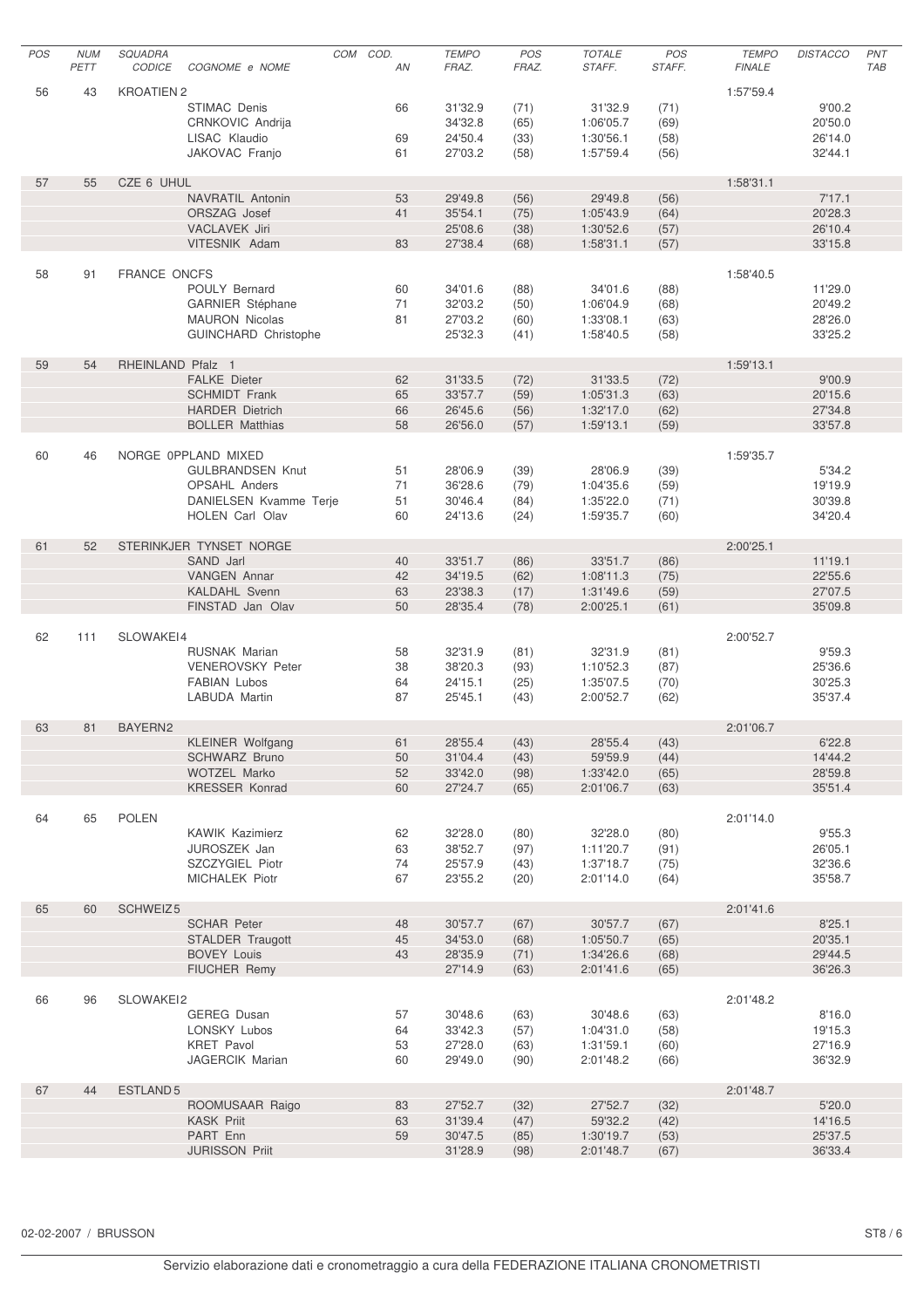| POS | NUM PETT | SQUADRA CODICE | COGNOME e NOME | COM | COD. AN | TEMPO FRAZ. | POS FRAZ. | TOTALE STAFF. | POS STAFF. | TEMPO FINALE | DISTACCO | PNT TAB |
|---|---|---|---|---|---|---|---|---|---|---|---|---|
| 56 | 43 | KROATIEN 2 | | | | | | | | 1:57'59.4 | | |
| | | | STIMAC Denis | | 66 | 31'32.9 | (71) | 31'32.9 | (71) | | 9'00.2 | |
| | | | CRNKOVIC Andrija | | | 34'32.8 | (65) | 1:06'05.7 | (69) | | 20'50.0 | |
| | | | LISAC Klaudio | | 69 | 24'50.4 | (33) | 1:30'56.1 | (58) | | 26'14.0 | |
| | | | JAKOVAC Franjo | | 61 | 27'03.2 | (58) | 1:57'59.4 | (56) | | 32'44.1 | |
| 57 | 55 | CZE 6 UHUL | | | | | | | | 1:58'31.1 | | |
| | | | NAVRATIL Antonin | | 53 | 29'49.8 | (56) | 29'49.8 | (56) | | 7'17.1 | |
| | | | ORSZAG Josef | | 41 | 35'54.1 | (75) | 1:05'43.9 | (64) | | 20'28.3 | |
| | | | VACLAVEK Jiri | | | 25'08.6 | (38) | 1:30'52.6 | (57) | | 26'10.4 | |
| | | | VITESNIK Adam | | 83 | 27'38.4 | (68) | 1:58'31.1 | (57) | | 33'15.8 | |
| 58 | 91 | FRANCE ONCFS | | | | | | | | 1:58'40.5 | | |
| | | | POULY Bernard | | 60 | 34'01.6 | (88) | 34'01.6 | (88) | | 11'29.0 | |
| | | | GARNIER Stéphane | | 71 | 32'03.2 | (50) | 1:06'04.9 | (68) | | 20'49.2 | |
| | | | MAURON Nicolas | | 81 | 27'03.2 | (60) | 1:33'08.1 | (63) | | 28'26.0 | |
| | | | GUINCHARD Christophe | | | 25'32.3 | (41) | 1:58'40.5 | (58) | | 33'25.2 | |
| 59 | 54 | RHEINLAND Pfalz 1 | | | | | | | | 1:59'13.1 | | |
| | | | FALKE Dieter | | 62 | 31'33.5 | (72) | 31'33.5 | (72) | | 9'00.9 | |
| | | | SCHMIDT Frank | | 65 | 33'57.7 | (59) | 1:05'31.3 | (63) | | 20'15.6 | |
| | | | HARDER Dietrich | | 66 | 26'45.6 | (56) | 1:32'17.0 | (62) | | 27'34.8 | |
| | | | BOLLER Matthias | | 58 | 26'56.0 | (57) | 1:59'13.1 | (59) | | 33'57.8 | |
| 60 | 46 | NORGE 0PPLAND MIXED | | | | | | | | 1:59'35.7 | | |
| | | | GULBRANDSEN Knut | | 51 | 28'06.9 | (39) | 28'06.9 | (39) | | 5'34.2 | |
| | | | OPSAHL Anders | | 71 | 36'28.6 | (79) | 1:04'35.6 | (59) | | 19'19.9 | |
| | | | DANIELSEN Kvamme Terje | | 51 | 30'46.4 | (84) | 1:35'22.0 | (71) | | 30'39.8 | |
| | | | HOLEN Carl Olav | | 60 | 24'13.6 | (24) | 1:59'35.7 | (60) | | 34'20.4 | |
| 61 | 52 | STERINKJER TYNSET NORGE | | | | | | | | 2:00'25.1 | | |
| | | | SAND Jarl | | 40 | 33'51.7 | (86) | 33'51.7 | (86) | | 11'19.1 | |
| | | | VANGEN Annar | | 42 | 34'19.5 | (62) | 1:08'11.3 | (75) | | 22'55.6 | |
| | | | KALDAHL Svenn | | 63 | 23'38.3 | (17) | 1:31'49.6 | (59) | | 27'07.5 | |
| | | | FINSTAD Jan Olav | | 50 | 28'35.4 | (78) | 2:00'25.1 | (61) | | 35'09.8 | |
| 62 | 111 | SLOWAKEI4 | | | | | | | | 2:00'52.7 | | |
| | | | RUSNAK Marian | | 58 | 32'31.9 | (81) | 32'31.9 | (81) | | 9'59.3 | |
| | | | VENEROVSKY Peter | | 38 | 38'20.3 | (93) | 1:10'52.3 | (87) | | 25'36.6 | |
| | | | FABIAN Lubos | | 64 | 24'15.1 | (25) | 1:35'07.5 | (70) | | 30'25.3 | |
| | | | LABUDA Martin | | 87 | 25'45.1 | (43) | 2:00'52.7 | (62) | | 35'37.4 | |
| 63 | 81 | BAYERN2 | | | | | | | | 2:01'06.7 | | |
| | | | KLEINER Wolfgang | | 61 | 28'55.4 | (43) | 28'55.4 | (43) | | 6'22.8 | |
| | | | SCHWARZ Bruno | | 50 | 31'04.4 | (43) | 59'59.9 | (44) | | 14'44.2 | |
| | | | WOTZEL Marko | | 52 | 33'42.0 | (98) | 1:33'42.0 | (65) | | 28'59.8 | |
| | | | KRESSER Konrad | | 60 | 27'24.7 | (65) | 2:01'06.7 | (63) | | 35'51.4 | |
| 64 | 65 | POLEN | | | | | | | | 2:01'14.0 | | |
| | | | KAWIK Kazimierz | | 62 | 32'28.0 | (80) | 32'28.0 | (80) | | 9'55.3 | |
| | | | JUROSZEK Jan | | 63 | 38'52.7 | (97) | 1:11'20.7 | (91) | | 26'05.1 | |
| | | | SZCZYGIEL Piotr | | 74 | 25'57.9 | (43) | 1:37'18.7 | (75) | | 32'36.6 | |
| | | | MICHALEK Piotr | | 67 | 23'55.2 | (20) | 2:01'14.0 | (64) | | 35'58.7 | |
| 65 | 60 | SCHWEIZ5 | | | | | | | | 2:01'41.6 | | |
| | | | SCHAR Peter | | 48 | 30'57.7 | (67) | 30'57.7 | (67) | | 8'25.1 | |
| | | | STALDER Traugott | | 45 | 34'53.0 | (68) | 1:05'50.7 | (65) | | 20'35.1 | |
| | | | BOVEY Louis | | 43 | 28'35.9 | (71) | 1:34'26.6 | (68) | | 29'44.5 | |
| | | | FIUCHER Remy | | | 27'14.9 | (63) | 2:01'41.6 | (65) | | 36'26.3 | |
| 66 | 96 | SLOWAKEI2 | | | | | | | | 2:01'48.2 | | |
| | | | GEREG Dusan | | 57 | 30'48.6 | (63) | 30'48.6 | (63) | | 8'16.0 | |
| | | | LONSKY Lubos | | 64 | 33'42.3 | (57) | 1:04'31.0 | (58) | | 19'15.3 | |
| | | | KRET Pavol | | 53 | 27'28.0 | (63) | 1:31'59.1 | (60) | | 27'16.9 | |
| | | | JAGERCIK Marian | | 60 | 29'49.0 | (90) | 2:01'48.2 | (66) | | 36'32.9 | |
| 67 | 44 | ESTLAND5 | | | | | | | | 2:01'48.7 | | |
| | | | ROOMUSAAR Raigo | | 83 | 27'52.7 | (32) | 27'52.7 | (32) | | 5'20.0 | |
| | | | KASK Priit | | 63 | 31'39.4 | (47) | 59'32.2 | (42) | | 14'16.5 | |
| | | | PART Enn | | 59 | 30'47.5 | (85) | 1:30'19.7 | (53) | | 25'37.5 | |
| | | | JURISSON Priit | | | 31'28.9 | (98) | 2:01'48.7 | (67) | | 36'33.4 | |

02-02-2007 / BRUSSON

Servizio elaborazione dati e cronometraggio a cura della FEDERAZIONE ITALIANA CRONOMETRISTI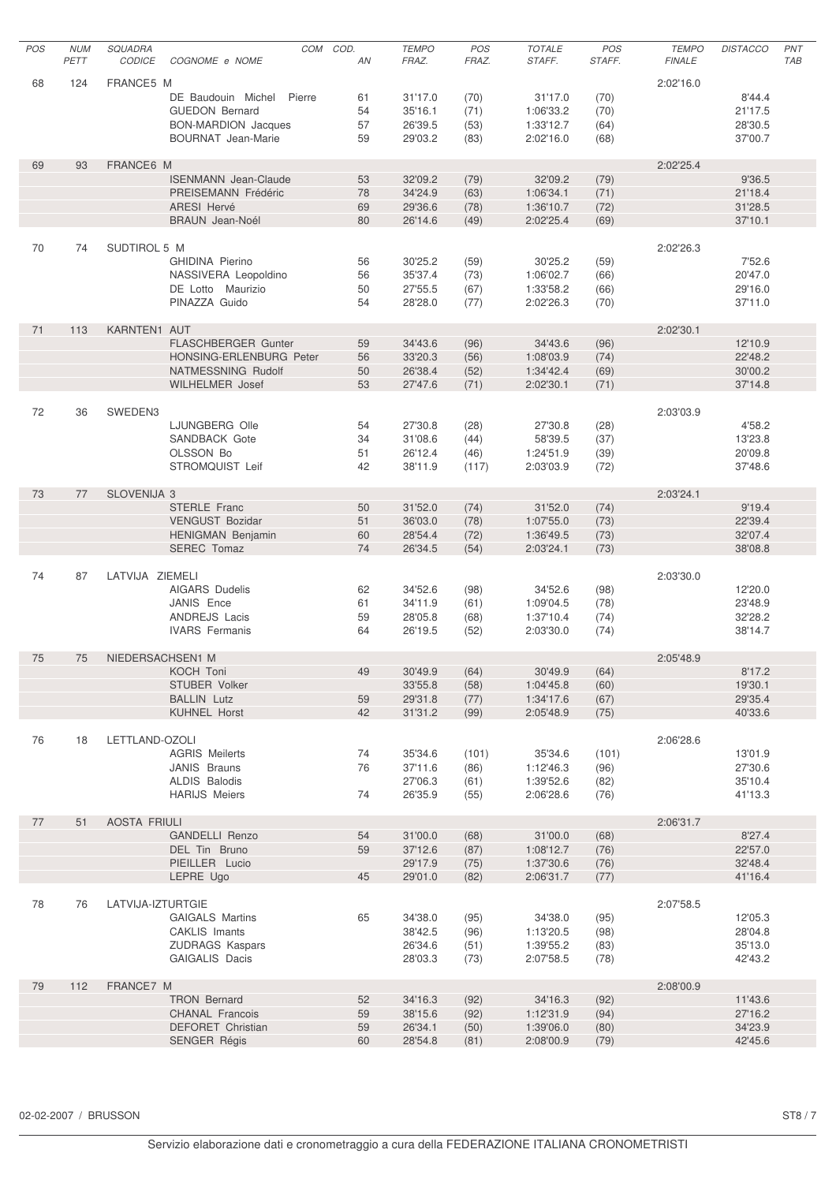| POS | NUM PETT | SQUADRA CODICE | COGNOME e NOME | COM COD. AN | TEMPO FRAZ. | POS FRAZ. | TOTALE STAFF. | POS STAFF. | TEMPO FINALE | DISTACCO | PNT TAB |
|---|---|---|---|---|---|---|---|---|---|---|---|
| 68 | 124 | FRANCE5 M | | | | | | | 2:02'16.0 | | |
| | | | DE Baudouin Michel Pierre | 61 | 31'17.0 | (70) | 31'17.0 | (70) | | 8'44.4 | |
| | | | GUEDON Bernard | 54 | 35'16.1 | (71) | 1:06'33.2 | (70) | | 21'17.5 | |
| | | | BON-MARDION Jacques | 57 | 26'39.5 | (53) | 1:33'12.7 | (64) | | 28'30.5 | |
| | | | BOURNAT Jean-Marie | 59 | 29'03.2 | (83) | 2:02'16.0 | (68) | | 37'00.7 | |
| 69 | 93 | FRANCE6 M | | | | | | | 2:02'25.4 | | |
| | | | ISENMANN Jean-Claude | 53 | 32'09.2 | (79) | 32'09.2 | (79) | | 9'36.5 | |
| | | | PREISEMANN Frédéric | 78 | 34'24.9 | (63) | 1:06'34.1 | (71) | | 21'18.4 | |
| | | | ARESI Hervé | 69 | 29'36.6 | (78) | 1:36'10.7 | (72) | | 31'28.5 | |
| | | | BRAUN Jean-Noël | 80 | 26'14.6 | (49) | 2:02'25.4 | (69) | | 37'10.1 | |
| 70 | 74 | SUDTIROL 5 M | | | | | | | 2:02'26.3 | | |
| | | | GHIDINA Pierino | 56 | 30'25.2 | (59) | 30'25.2 | (59) | | 7'52.6 | |
| | | | NASSIVERA Leopoldino | 56 | 35'37.4 | (73) | 1:06'02.7 | (66) | | 20'47.0 | |
| | | | DE Lotto Maurizio | 50 | 27'55.5 | (67) | 1:33'58.2 | (66) | | 29'16.0 | |
| | | | PINAZZA Guido | 54 | 28'28.0 | (77) | 2:02'26.3 | (70) | | 37'11.0 | |
| 71 | 113 | KARNTEN1 AUT | | | | | | | 2:02'30.1 | | |
| | | | FLASCHBERGER Gunter | 59 | 34'43.6 | (96) | 34'43.6 | (96) | | 12'10.9 | |
| | | | HONSING-ERLENBURG Peter | 56 | 33'20.3 | (56) | 1:08'03.9 | (74) | | 22'48.2 | |
| | | | NATMESSNING Rudolf | 50 | 26'38.4 | (52) | 1:34'42.4 | (69) | | 30'00.2 | |
| | | | WILHELMER Josef | 53 | 27'47.6 | (71) | 2:02'30.1 | (71) | | 37'14.8 | |
| 72 | 36 | SWEDEN3 | | | | | | | 2:03'03.9 | | |
| | | | LJUNGBERG Olle | 54 | 27'30.8 | (28) | 27'30.8 | (28) | | 4'58.2 | |
| | | | SANDBACK Gote | 34 | 31'08.6 | (44) | 58'39.5 | (37) | | 13'23.8 | |
| | | | OLSSON Bo | 51 | 26'12.4 | (46) | 1:24'51.9 | (39) | | 20'09.8 | |
| | | | STROMQUIST Leif | 42 | 38'11.9 | (117) | 2:03'03.9 | (72) | | 37'48.6 | |
| 73 | 77 | SLOVENIJA 3 | | | | | | | 2:03'24.1 | | |
| | | | STERLE Franc | 50 | 31'52.0 | (74) | 31'52.0 | (74) | | 9'19.4 | |
| | | | VENGUST Bozidar | 51 | 36'03.0 | (78) | 1:07'55.0 | (73) | | 22'39.4 | |
| | | | HENIGMAN Benjamin | 60 | 28'54.4 | (72) | 1:36'49.5 | (73) | | 32'07.4 | |
| | | | SEREC Tomaz | 74 | 26'34.5 | (54) | 2:03'24.1 | (73) | | 38'08.8 | |
| 74 | 87 | LATVIJA ZIEMELI | | | | | | | 2:03'30.0 | | |
| | | | AIGARS Dudelis | 62 | 34'52.6 | (98) | 34'52.6 | (98) | | 12'20.0 | |
| | | | JANIS Ence | 61 | 34'11.9 | (61) | 1:09'04.5 | (78) | | 23'48.9 | |
| | | | ANDREJS Lacis | 59 | 28'05.8 | (68) | 1:37'10.4 | (74) | | 32'28.2 | |
| | | | IVARS Fermanis | 64 | 26'19.5 | (52) | 2:03'30.0 | (74) | | 38'14.7 | |
| 75 | 75 | NIEDERSACHSEN1 M | | | | | | | 2:05'48.9 | | |
| | | | KOCH Toni | 49 | 30'49.9 | (64) | 30'49.9 | (64) | | 8'17.2 | |
| | | | STUBER Volker | | 33'55.8 | (58) | 1:04'45.8 | (60) | | 19'30.1 | |
| | | | BALLIN Lutz | 59 | 29'31.8 | (77) | 1:34'17.6 | (67) | | 29'35.4 | |
| | | | KUHNEL Horst | 42 | 31'31.2 | (99) | 2:05'48.9 | (75) | | 40'33.6 | |
| 76 | 18 | LETTLAND-OZOLI | | | | | | | 2:06'28.6 | | |
| | | | AGRIS Meilerts | 74 | 35'34.6 | (101) | 35'34.6 | (101) | | 13'01.9 | |
| | | | JANIS Brauns | 76 | 37'11.6 | (86) | 1:12'46.3 | (96) | | 27'30.6 | |
| | | | ALDIS Balodis | | 27'06.3 | (61) | 1:39'52.6 | (82) | | 35'10.4 | |
| | | | HARIJS Meiers | 74 | 26'35.9 | (55) | 2:06'28.6 | (76) | | 41'13.3 | |
| 77 | 51 | AOSTA FRIULI | | | | | | | 2:06'31.7 | | |
| | | | GANDELLI Renzo | 54 | 31'00.0 | (68) | 31'00.0 | (68) | | 8'27.4 | |
| | | | DEL Tin Bruno | 59 | 37'12.6 | (87) | 1:08'12.7 | (76) | | 22'57.0 | |
| | | | PIEILLER Lucio | | 29'17.9 | (75) | 1:37'30.6 | (76) | | 32'48.4 | |
| | | | LEPRE Ugo | 45 | 29'01.0 | (82) | 2:06'31.7 | (77) | | 41'16.4 | |
| 78 | 76 | LATVIJA-IZTURTGIE | | | | | | | 2:07'58.5 | | |
| | | | GAIGALS Martins | 65 | 34'38.0 | (95) | 34'38.0 | (95) | | 12'05.3 | |
| | | | CAKLIS Imants | | 38'42.5 | (96) | 1:13'20.5 | (98) | | 28'04.8 | |
| | | | ZUDRAGS Kaspars | | 26'34.6 | (51) | 1:39'55.2 | (83) | | 35'13.0 | |
| | | | GAIGALIS Dacis | | 28'03.3 | (73) | 2:07'58.5 | (78) | | 42'43.2 | |
| 79 | 112 | FRANCE7 M | | | | | | | 2:08'00.9 | | |
| | | | TRON Bernard | 52 | 34'16.3 | (92) | 34'16.3 | (92) | | 11'43.6 | |
| | | | CHANAL Francois | 59 | 38'15.6 | (92) | 1:12'31.9 | (94) | | 27'16.2 | |
| | | | DEFORET Christian | 59 | 26'34.1 | (50) | 1:39'06.0 | (80) | | 34'23.9 | |
| | | | SENGER Régis | 60 | 28'54.8 | (81) | 2:08'00.9 | (79) | | 42'45.6 | |

02-02-2007 / BRUSSON

Servizio elaborazione dati e cronometraggio a cura della FEDERAZIONE ITALIANA CRONOMETRISTI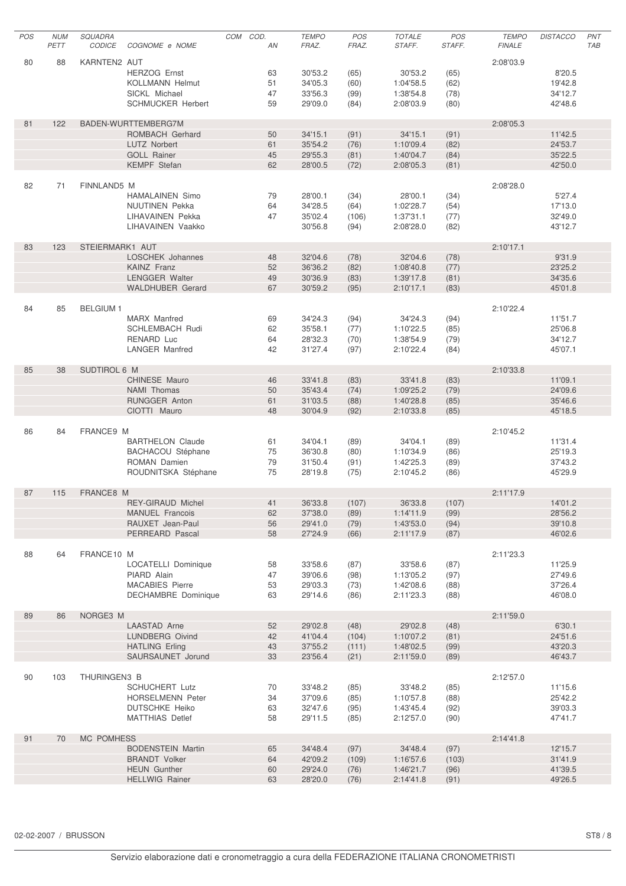| POS | NUM PETT | SQUADRA CODICE | COGNOME e NOME | COM | COD. AN | TEMPO FRAZ. | POS FRAZ. | TOTALE STAFF. | POS STAFF. | TEMPO FINALE | DISTACCO | PNT TAB |
|---|---|---|---|---|---|---|---|---|---|---|---|---|
| 80 | 88 | KARNTEN2 AUT | | | | | | | | 2:08'03.9 | | |
| | | | HERZOG Ernst | | 63 | 30'53.2 | (65) | 30'53.2 | (65) | | 8'20.5 | |
| | | | KOLLMANN Helmut | | 51 | 34'05.3 | (60) | 1:04'58.5 | (62) | | 19'42.8 | |
| | | | SICKL Michael | | 47 | 33'56.3 | (99) | 1:38'54.8 | (78) | | 34'12.7 | |
| | | | SCHMUCKER Herbert | | 59 | 29'09.0 | (84) | 2:08'03.9 | (80) | | 42'48.6 | |
| 81 | 122 | BADEN-WURTTEMBERG7M | | | | | | | | 2:08'05.3 | | |
| | | | ROMBACH Gerhard | | 50 | 34'15.1 | (91) | 34'15.1 | (91) | | 11'42.5 | |
| | | | LUTZ Norbert | | 61 | 35'54.2 | (76) | 1:10'09.4 | (82) | | 24'53.7 | |
| | | | GOLL Rainer | | 45 | 29'55.3 | (81) | 1:40'04.7 | (84) | | 35'22.5 | |
| | | | KEMPF Stefan | | 62 | 28'00.5 | (72) | 2:08'05.3 | (81) | | 42'50.0 | |
| 82 | 71 | FINNLAND5 M | | | | | | | | 2:08'28.0 | | |
| | | | HAMALAINEN Simo | | 79 | 28'00.1 | (34) | 28'00.1 | (34) | | 5'27.4 | |
| | | | NUUTINEN Pekka | | 64 | 34'28.5 | (64) | 1:02'28.7 | (54) | | 17'13.0 | |
| | | | LIHAVAINEN Pekka | | 47 | 35'02.4 | (106) | 1:37'31.1 | (77) | | 32'49.0 | |
| | | | LIHAVAINEN Vaakko | | | 30'56.8 | (94) | 2:08'28.0 | (82) | | 43'12.7 | |
| 83 | 123 | STEIERMARK1 AUT | | | | | | | | 2:10'17.1 | | |
| | | | LOSCHEK Johannes | | 48 | 32'04.6 | (78) | 32'04.6 | (78) | | 9'31.9 | |
| | | | KAINZ Franz | | 52 | 36'36.2 | (82) | 1:08'40.8 | (77) | | 23'25.2 | |
| | | | LENGGER Walter | | 49 | 30'36.9 | (83) | 1:39'17.8 | (81) | | 34'35.6 | |
| | | | WALDHUBER Gerard | | 67 | 30'59.2 | (95) | 2:10'17.1 | (83) | | 45'01.8 | |
| 84 | 85 | BELGIUM 1 | | | | | | | | 2:10'22.4 | | |
| | | | MARX Manfred | | 69 | 34'24.3 | (94) | 34'24.3 | (94) | | 11'51.7 | |
| | | | SCHLEMBACH Rudi | | 62 | 35'58.1 | (77) | 1:10'22.5 | (85) | | 25'06.8 | |
| | | | RENARD Luc | | 64 | 28'32.3 | (70) | 1:38'54.9 | (79) | | 34'12.7 | |
| | | | LANGER Manfred | | 42 | 31'27.4 | (97) | 2:10'22.4 | (84) | | 45'07.1 | |
| 85 | 38 | SUDTIROL 6 M | | | | | | | | 2:10'33.8 | | |
| | | | CHINESE Mauro | | 46 | 33'41.8 | (83) | 33'41.8 | (83) | | 11'09.1 | |
| | | | NAMI Thomas | | 50 | 35'43.4 | (74) | 1:09'25.2 | (79) | | 24'09.6 | |
| | | | RUNGGER Anton | | 61 | 31'03.5 | (88) | 1:40'28.8 | (85) | | 35'46.6 | |
| | | | CIOTTI Mauro | | 48 | 30'04.9 | (92) | 2:10'33.8 | (85) | | 45'18.5 | |
| 86 | 84 | FRANCE9 M | | | | | | | | 2:10'45.2 | | |
| | | | BARTHELON Claude | | 61 | 34'04.1 | (89) | 34'04.1 | (89) | | 11'31.4 | |
| | | | BACHACOU Stéphane | | 75 | 36'30.8 | (80) | 1:10'34.9 | (86) | | 25'19.3 | |
| | | | ROMAN Damien | | 79 | 31'50.4 | (91) | 1:42'25.3 | (89) | | 37'43.2 | |
| | | | ROUDNITSKA Stéphane | | 75 | 28'19.8 | (75) | 2:10'45.2 | (86) | | 45'29.9 | |
| 87 | 115 | FRANCE8 M | | | | | | | | 2:11'17.9 | | |
| | | | REY-GIRAUD Michel | | 41 | 36'33.8 | (107) | 36'33.8 | (107) | | 14'01.2 | |
| | | | MANUEL Francois | | 62 | 37'38.0 | (89) | 1:14'11.9 | (99) | | 28'56.2 | |
| | | | RAUXET Jean-Paul | | 56 | 29'41.0 | (79) | 1:43'53.0 | (94) | | 39'10.8 | |
| | | | PERREARD Pascal | | 58 | 27'24.9 | (66) | 2:11'17.9 | (87) | | 46'02.6 | |
| 88 | 64 | FRANCE10 M | | | | | | | | 2:11'23.3 | | |
| | | | LOCATELLI Dominique | | 58 | 33'58.6 | (87) | 33'58.6 | (87) | | 11'25.9 | |
| | | | PIARD Alain | | 47 | 39'06.6 | (98) | 1:13'05.2 | (97) | | 27'49.6 | |
| | | | MACABIES Pierre | | 53 | 29'03.3 | (73) | 1:42'08.6 | (88) | | 37'26.4 | |
| | | | DECHAMBRE Dominique | | 63 | 29'14.6 | (86) | 2:11'23.3 | (88) | | 46'08.0 | |
| 89 | 86 | NORGE3 M | | | | | | | | 2:11'59.0 | | |
| | | | LAASTAD Arne | | 52 | 29'02.8 | (48) | 29'02.8 | (48) | | 6'30.1 | |
| | | | LUNDBERG Oivind | | 42 | 41'04.4 | (104) | 1:10'07.2 | (81) | | 24'51.6 | |
| | | | HATLING Erling | | 43 | 37'55.2 | (111) | 1:48'02.5 | (99) | | 43'20.3 | |
| | | | SAURSAUNET Jorund | | 33 | 23'56.4 | (21) | 2:11'59.0 | (89) | | 46'43.7 | |
| 90 | 103 | THURINGEN3 B | | | | | | | | 2:12'57.0 | | |
| | | | SCHUCHERT Lutz | | 70 | 33'48.2 | (85) | 33'48.2 | (85) | | 11'15.6 | |
| | | | HORSELMENN Peter | | 34 | 37'09.6 | (85) | 1:10'57.8 | (88) | | 25'42.2 | |
| | | | DUTSCHKE Heiko | | 63 | 32'47.6 | (95) | 1:43'45.4 | (92) | | 39'03.3 | |
| | | | MATTHIAS Detlef | | 58 | 29'11.5 | (85) | 2:12'57.0 | (90) | | 47'41.7 | |
| 91 | 70 | MC POMHESS | | | | | | | | 2:14'41.8 | | |
| | | | BODENSTEIN Martin | | 65 | 34'48.4 | (97) | 34'48.4 | (97) | | 12'15.7 | |
| | | | BRANDT Volker | | 64 | 42'09.2 | (109) | 1:16'57.6 | (103) | | 31'41.9 | |
| | | | HEUN Gunther | | 60 | 29'24.0 | (76) | 1:46'21.7 | (96) | | 41'39.5 | |
| | | | HELLWIG Rainer | | 63 | 28'20.0 | (76) | 2:14'41.8 | (91) | | 49'26.5 | |

02-02-2007 / BRUSSON

Servizio elaborazione dati e cronometraggio a cura della FEDERAZIONE ITALIANA CRONOMETRISTI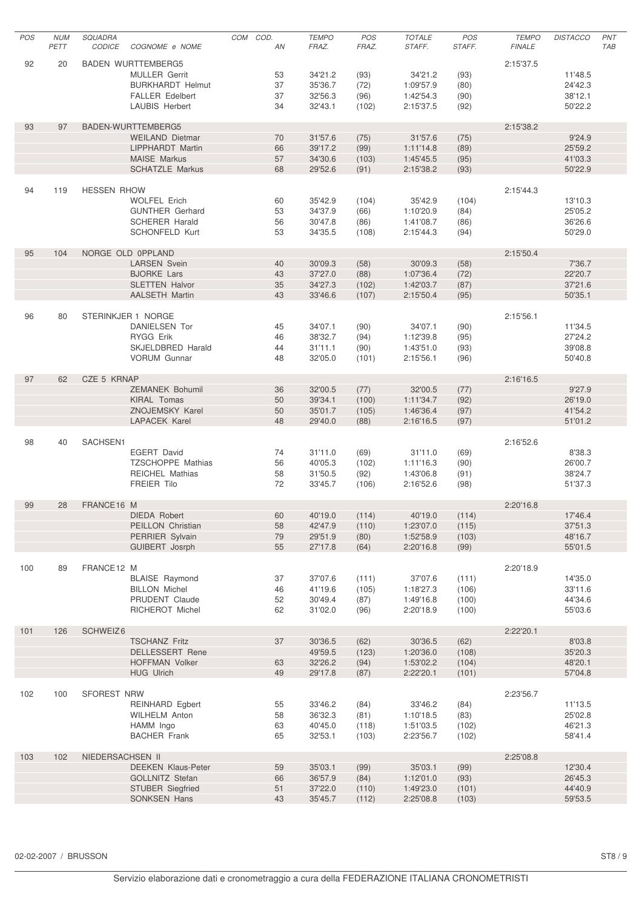| POS | NUM PETT | SQUADRA CODICE | COGNOME e NOME | COM | COD. AN | TEMPO FRAZ. | POS FRAZ. | TOTALE STAFF. | POS STAFF. | TEMPO FINALE | DISTACCO | PNT TAB |
|---|---|---|---|---|---|---|---|---|---|---|---|---|
| 92 | 20 | BADEN WURTTEMBERG5 | | | | | | | | 2:15'37.5 | | |
| | | | MULLER Gerrit | | 53 | 34'21.2 | (93) | 34'21.2 | (93) | | 11'48.5 | |
| | | | BURKHARDT Helmut | | 37 | 35'36.7 | (72) | 1:09'57.9 | (80) | | 24'42.3 | |
| | | | FALLER Edelbert | | 37 | 32'56.3 | (96) | 1:42'54.3 | (90) | | 38'12.1 | |
| | | | LAUBIS Herbert | | 34 | 32'43.1 | (102) | 2:15'37.5 | (92) | | 50'22.2 | |
| 93 | 97 | BADEN-WURTTEMBERG5 | | | | | | | | 2:15'38.2 | | |
| | | | WEILAND Dietmar | | 70 | 31'57.6 | (75) | 31'57.6 | (75) | | 9'24.9 | |
| | | | LIPPHARDT Martin | | 66 | 39'17.2 | (99) | 1:11'14.8 | (89) | | 25'59.2 | |
| | | | MAISE Markus | | 57 | 34'30.6 | (103) | 1:45'45.5 | (95) | | 41'03.3 | |
| | | | SCHATZLE Markus | | 68 | 29'52.6 | (91) | 2:15'38.2 | (93) | | 50'22.9 | |
| 94 | 119 | HESSEN RHOW | | | | | | | | 2:15'44.3 | | |
| | | | WOLFEL Erich | | 60 | 35'42.9 | (104) | 35'42.9 | (104) | | 13'10.3 | |
| | | | GUNTHER Gerhard | | 53 | 34'37.9 | (66) | 1:10'20.9 | (84) | | 25'05.2 | |
| | | | SCHERER Harald | | 56 | 30'47.8 | (86) | 1:41'08.7 | (86) | | 36'26.6 | |
| | | | SCHONFELD Kurt | | 53 | 34'35.5 | (108) | 2:15'44.3 | (94) | | 50'29.0 | |
| 95 | 104 | NORGE OLD 0PPLAND | | | | | | | | 2:15'50.4 | | |
| | | | LARSEN Svein | | 40 | 30'09.3 | (58) | 30'09.3 | (58) | | 7'36.7 | |
| | | | BJORKE Lars | | 43 | 37'27.0 | (88) | 1:07'36.4 | (72) | | 22'20.7 | |
| | | | SLETTEN Halvor | | 35 | 34'27.3 | (102) | 1:42'03.7 | (87) | | 37'21.6 | |
| | | | AALSETH Martin | | 43 | 33'46.6 | (107) | 2:15'50.4 | (95) | | 50'35.1 | |
| 96 | 80 | STERINKJER 1 NORGE | | | | | | | | 2:15'56.1 | | |
| | | | DANIELSEN Tor | | 45 | 34'07.1 | (90) | 34'07.1 | (90) | | 11'34.5 | |
| | | | RYGG Erik | | 46 | 38'32.7 | (94) | 1:12'39.8 | (95) | | 27'24.2 | |
| | | | SKJELDBRED Harald | | 44 | 31'11.1 | (90) | 1:43'51.0 | (93) | | 39'08.8 | |
| | | | VORUM Gunnar | | 48 | 32'05.0 | (101) | 2:15'56.1 | (96) | | 50'40.8 | |
| 97 | 62 | CZE 5 KRNAP | | | | | | | | 2:16'16.5 | | |
| | | | ZEMANEK Bohumil | | 36 | 32'00.5 | (77) | 32'00.5 | (77) | | 9'27.9 | |
| | | | KIRAL Tomas | | 50 | 39'34.1 | (100) | 1:11'34.7 | (92) | | 26'19.0 | |
| | | | ZNOJEMSKY Karel | | 50 | 35'01.7 | (105) | 1:46'36.4 | (97) | | 41'54.2 | |
| | | | LAPACEK Karel | | 48 | 29'40.0 | (88) | 2:16'16.5 | (97) | | 51'01.2 | |
| 98 | 40 | SACHSEN1 | | | | | | | | 2:16'52.6 | | |
| | | | EGERT David | | 74 | 31'11.0 | (69) | 31'11.0 | (69) | | 8'38.3 | |
| | | | TZSCHOPPE Mathias | | 56 | 40'05.3 | (102) | 1:11'16.3 | (90) | | 26'00.7 | |
| | | | REICHEL Mathias | | 58 | 31'50.5 | (92) | 1:43'06.8 | (91) | | 38'24.7 | |
| | | | FREIER Tilo | | 72 | 33'45.7 | (106) | 2:16'52.6 | (98) | | 51'37.3 | |
| 99 | 28 | FRANCE16 M | | | | | | | | 2:20'16.8 | | |
| | | | DIEDA Robert | | 60 | 40'19.0 | (114) | 40'19.0 | (114) | | 17'46.4 | |
| | | | PEILLON Christian | | 58 | 42'47.9 | (110) | 1:23'07.0 | (115) | | 37'51.3 | |
| | | | PERRIER Sylvain | | 79 | 29'51.9 | (80) | 1:52'58.9 | (103) | | 48'16.7 | |
| | | | GUIBERT Josrph | | 55 | 27'17.8 | (64) | 2:20'16.8 | (99) | | 55'01.5 | |
| 100 | 89 | FRANCE12 M | | | | | | | | 2:20'18.9 | | |
| | | | BLAISE Raymond | | 37 | 37'07.6 | (111) | 37'07.6 | (111) | | 14'35.0 | |
| | | | BILLON Michel | | 46 | 41'19.6 | (105) | 1:18'27.3 | (106) | | 33'11.6 | |
| | | | PRUDENT Claude | | 52 | 30'49.4 | (87) | 1:49'16.8 | (100) | | 44'34.6 | |
| | | | RICHEROT Michel | | 62 | 31'02.0 | (96) | 2:20'18.9 | (100) | | 55'03.6 | |
| 101 | 126 | SCHWEIZ6 | | | | | | | | 2:22'20.1 | | |
| | | | TSCHANZ Fritz | | 37 | 30'36.5 | (62) | 30'36.5 | (62) | | 8'03.8 | |
| | | | DELLESSERT Rene | | | 49'59.5 | (123) | 1:20'36.0 | (108) | | 35'20.3 | |
| | | | HOFFMAN Volker | | 63 | 32'26.2 | (94) | 1:53'02.2 | (104) | | 48'20.1 | |
| | | | HUG Ulrich | | 49 | 29'17.8 | (87) | 2:22'20.1 | (101) | | 57'04.8 | |
| 102 | 100 | SFOREST NRW | | | | | | | | 2:23'56.7 | | |
| | | | REINHARD Egbert | | 55 | 33'46.2 | (84) | 33'46.2 | (84) | | 11'13.5 | |
| | | | WILHELM Anton | | 58 | 36'32.3 | (81) | 1:10'18.5 | (83) | | 25'02.8 | |
| | | | HAMM Ingo | | 63 | 40'45.0 | (118) | 1:51'03.5 | (102) | | 46'21.3 | |
| | | | BACHER Frank | | 65 | 32'53.1 | (103) | 2:23'56.7 | (102) | | 58'41.4 | |
| 103 | 102 | NIEDERSACHSEN II | | | | | | | | 2:25'08.8 | | |
| | | | DEEKEN Klaus-Peter | | 59 | 35'03.1 | (99) | 35'03.1 | (99) | | 12'30.4 | |
| | | | GOLLNITZ Stefan | | 66 | 36'57.9 | (84) | 1:12'01.0 | (93) | | 26'45.3 | |
| | | | STUBER Siegfried | | 51 | 37'22.0 | (110) | 1:49'23.0 | (101) | | 44'40.9 | |
| | | | SONKSEN Hans | | 43 | 35'45.7 | (112) | 2:25'08.8 | (103) | | 59'53.5 | |

02-02-2007 / BRUSSON

Servizio elaborazione dati e cronometraggio a cura della FEDERAZIONE ITALIANA CRONOMETRISTI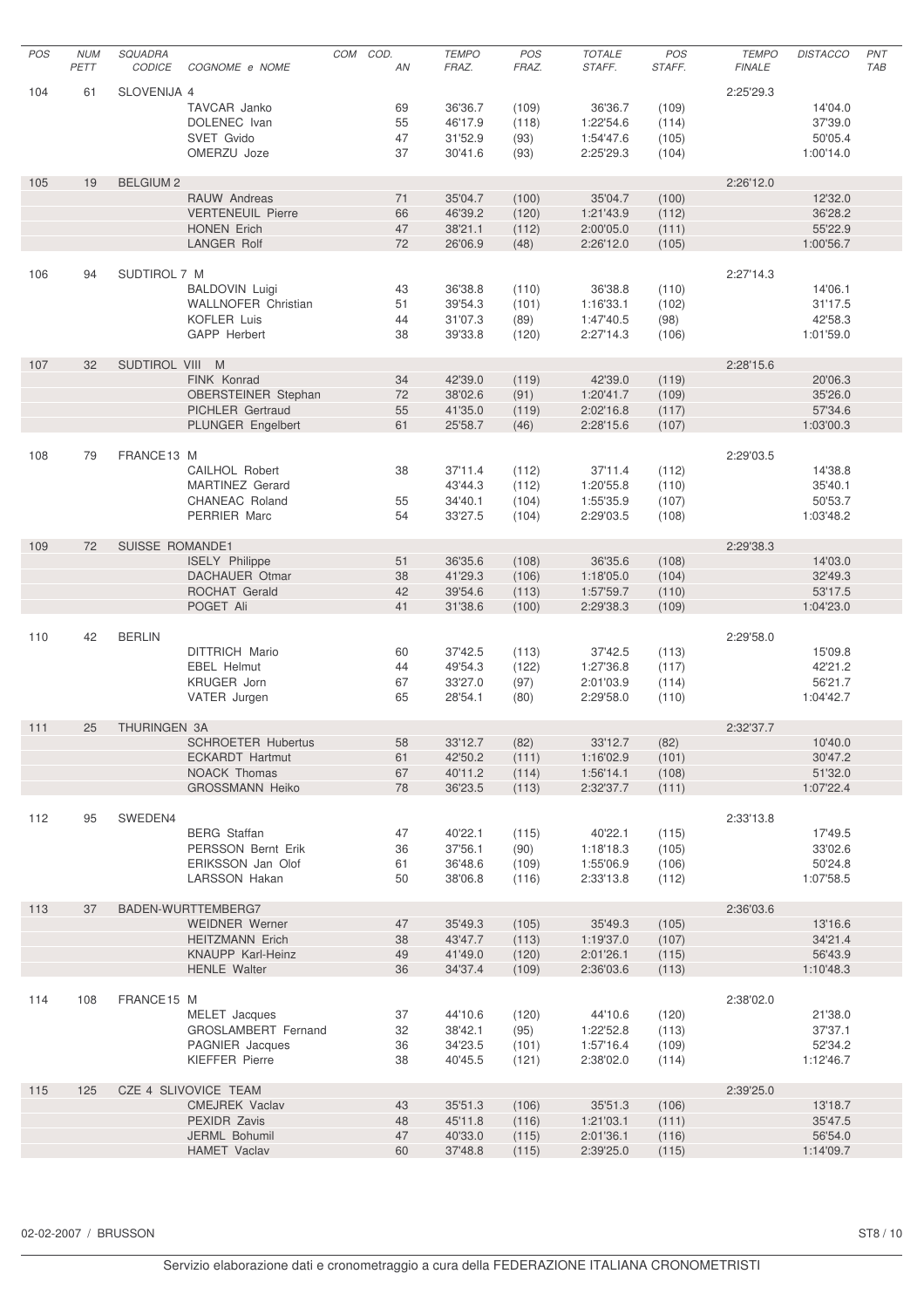| POS | NUM PETT | SQUADRA CODICE | COGNOME e NOME | COM | COD. AN | TEMPO FRAZ. | POS FRAZ. | TOTALE STAFF. | POS STAFF. | TEMPO FINALE | DISTACCO | PNT TAB |
|---|---|---|---|---|---|---|---|---|---|---|---|---|
| 104 | 61 | SLOVENIJA 4 | | | | | | | | 2:25'29.3 | | |
| | | | TAVCAR Janko | | 69 | 36'36.7 | (109) | 36'36.7 | (109) | | 14'04.0 | |
| | | | DOLENEC Ivan | | 55 | 46'17.9 | (118) | 1:22'54.6 | (114) | | 37'39.0 | |
| | | | SVET Gvido | | 47 | 31'52.9 | (93) | 1:54'47.6 | (105) | | 50'05.4 | |
| | | | OMERZU Joze | | 37 | 30'41.6 | (93) | 2:25'29.3 | (104) | | 1:00'14.0 | |
| 105 | 19 | BELGIUM 2 | | | | | | | | 2:26'12.0 | | |
| | | | RAUW Andreas | | 71 | 35'04.7 | (100) | 35'04.7 | (100) | | 12'32.0 | |
| | | | VERTENEUIL Pierre | | 66 | 46'39.2 | (120) | 1:21'43.9 | (112) | | 36'28.2 | |
| | | | HONEN Erich | | 47 | 38'21.1 | (112) | 2:00'05.0 | (111) | | 55'22.9 | |
| | | | LANGER Rolf | | 72 | 26'06.9 | (48) | 2:26'12.0 | (105) | | 1:00'56.7 | |
| 106 | 94 | SUDTIROL 7 M | | | | | | | | 2:27'14.3 | | |
| | | | BALDOVIN Luigi | | 43 | 36'38.8 | (110) | 36'38.8 | (110) | | 14'06.1 | |
| | | | WALLNOFER Christian | | 51 | 39'54.3 | (101) | 1:16'33.1 | (102) | | 31'17.5 | |
| | | | KOFLER Luis | | 44 | 31'07.3 | (89) | 1:47'40.5 | (98) | | 42'58.3 | |
| | | | GAPP Herbert | | 38 | 39'33.8 | (120) | 2:27'14.3 | (106) | | 1:01'59.0 | |
| 107 | 32 | SUDTIROL VIII M | | | | | | | | 2:28'15.6 | | |
| | | | FINK Konrad | | 34 | 42'39.0 | (119) | 42'39.0 | (119) | | 20'06.3 | |
| | | | OBERSTEINER Stephan | | 72 | 38'02.6 | (91) | 1:20'41.7 | (109) | | 35'26.0 | |
| | | | PICHLER Gertraud | | 55 | 41'35.0 | (119) | 2:02'16.8 | (117) | | 57'34.6 | |
| | | | PLUNGER Engelbert | | 61 | 25'58.7 | (46) | 2:28'15.6 | (107) | | 1:03'00.3 | |
| 108 | 79 | FRANCE13 M | | | | | | | | 2:29'03.5 | | |
| | | | CAILHOL Robert | | 38 | 37'11.4 | (112) | 37'11.4 | (112) | | 14'38.8 | |
| | | | MARTINEZ Gerard | | | 43'44.3 | (112) | 1:20'55.8 | (110) | | 35'40.1 | |
| | | | CHANEAC Roland | | 55 | 34'40.1 | (104) | 1:55'35.9 | (107) | | 50'53.7 | |
| | | | PERRIER Marc | | 54 | 33'27.5 | (104) | 2:29'03.5 | (108) | | 1:03'48.2 | |
| 109 | 72 | SUISSE ROMANDE1 | | | | | | | | 2:29'38.3 | | |
| | | | ISELY Philippe | | 51 | 36'35.6 | (108) | 36'35.6 | (108) | | 14'03.0 | |
| | | | DACHAUER Otmar | | 38 | 41'29.3 | (106) | 1:18'05.0 | (104) | | 32'49.3 | |
| | | | ROCHAT Gerald | | 42 | 39'54.6 | (113) | 1:57'59.7 | (110) | | 53'17.5 | |
| | | | POGET Ali | | 41 | 31'38.6 | (100) | 2:29'38.3 | (109) | | 1:04'23.0 | |
| 110 | 42 | BERLIN | | | | | | | | 2:29'58.0 | | |
| | | | DITTRICH Mario | | 60 | 37'42.5 | (113) | 37'42.5 | (113) | | 15'09.8 | |
| | | | EBEL Helmut | | 44 | 49'54.3 | (122) | 1:27'36.8 | (117) | | 42'21.2 | |
| | | | KRUGER Jorn | | 67 | 33'27.0 | (97) | 2:01'03.9 | (114) | | 56'21.7 | |
| | | | VATER Jurgen | | 65 | 28'54.1 | (80) | 2:29'58.0 | (110) | | 1:04'42.7 | |
| 111 | 25 | THURINGEN 3A | | | | | | | | 2:32'37.7 | | |
| | | | SCHROETER Hubertus | | 58 | 33'12.7 | (82) | 33'12.7 | (82) | | 10'40.0 | |
| | | | ECKARDT Hartmut | | 61 | 42'50.2 | (111) | 1:16'02.9 | (101) | | 30'47.2 | |
| | | | NOACK Thomas | | 67 | 40'11.2 | (114) | 1:56'14.1 | (108) | | 51'32.0 | |
| | | | GROSSMANN Heiko | | 78 | 36'23.5 | (113) | 2:32'37.7 | (111) | | 1:07'22.4 | |
| 112 | 95 | SWEDEN4 | | | | | | | | 2:33'13.8 | | |
| | | | BERG Staffan | | 47 | 40'22.1 | (115) | 40'22.1 | (115) | | 17'49.5 | |
| | | | PERSSON Bernt Erik | | 36 | 37'56.1 | (90) | 1:18'18.3 | (105) | | 33'02.6 | |
| | | | ERIKSSON Jan Olof | | 61 | 36'48.6 | (109) | 1:55'06.9 | (106) | | 50'24.8 | |
| | | | LARSSON Hakan | | 50 | 38'06.8 | (116) | 2:33'13.8 | (112) | | 1:07'58.5 | |
| 113 | 37 | BADEN-WURTTEMBERG7 | | | | | | | | 2:36'03.6 | | |
| | | | WEIDNER Werner | | 47 | 35'49.3 | (105) | 35'49.3 | (105) | | 13'16.6 | |
| | | | HEITZMANN Erich | | 38 | 43'47.7 | (113) | 1:19'37.0 | (107) | | 34'21.4 | |
| | | | KNAUPP Karl-Heinz | | 49 | 41'49.0 | (120) | 2:01'26.1 | (115) | | 56'43.9 | |
| | | | HENLE Walter | | 36 | 34'37.4 | (109) | 2:36'03.6 | (113) | | 1:10'48.3 | |
| 114 | 108 | FRANCE15 M | | | | | | | | 2:38'02.0 | | |
| | | | MELET Jacques | | 37 | 44'10.6 | (120) | 44'10.6 | (120) | | 21'38.0 | |
| | | | GROSLAMBERT Fernand | | 32 | 38'42.1 | (95) | 1:22'52.8 | (113) | | 37'37.1 | |
| | | | PAGNIER Jacques | | 36 | 34'23.5 | (101) | 1:57'16.4 | (109) | | 52'34.2 | |
| | | | KIEFFER Pierre | | 38 | 40'45.5 | (121) | 2:38'02.0 | (114) | | 1:12'46.7 | |
| 115 | 125 | CZE 4 SLIVOVICE TEAM | | | | | | | | 2:39'25.0 | | |
| | | | CMEJREK Vaclav | | 43 | 35'51.3 | (106) | 35'51.3 | (106) | | 13'18.7 | |
| | | | PEXIDR Zavis | | 48 | 45'11.8 | (116) | 1:21'03.1 | (111) | | 35'47.5 | |
| | | | JERML Bohumil | | 47 | 40'33.0 | (115) | 2:01'36.1 | (116) | | 56'54.0 | |
| | | | HAMET Vaclav | | 60 | 37'48.8 | (115) | 2:39'25.0 | (115) | | 1:14'09.7 | |

02-02-2007 / BRUSSON

Servizio elaborazione dati e cronometraggio a cura della FEDERAZIONE ITALIANA CRONOMETRISTI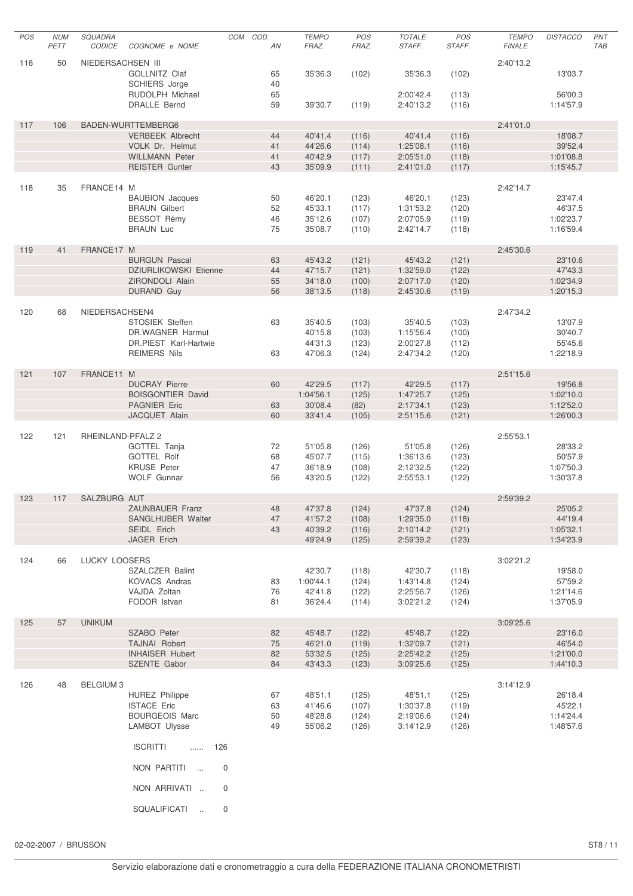| POS | NUM PETT | SQUADRA CODICE | COGNOME e NOME | COM | COD. AN | TEMPO FRAZ. | POS FRAZ. | TOTALE STAFF. | POS STAFF. | TEMPO FINALE | DISTACCO | PNT TAB |
|---|---|---|---|---|---|---|---|---|---|---|---|---|
| 116 | 50 | NIEDERSACHSEN III | | | | | | | | 2:40'13.2 | | |
| | | | GOLLNITZ Olaf | | 65 | 35'36.3 | (102) | 35'36.3 | (102) | | 13'03.7 | |
| | | | SCHIERS Jorge | | 40 | | | | | | | |
| | | | RUDOLPH Michael | | 65 | | | 2:00'42.4 | (113) | | 56'00.3 | |
| | | | DRALLE Bernd | | 59 | 39'30.7 | (119) | 2:40'13.2 | (116) | | 1:14'57.9 | |
| 117 | 106 | BADEN-WURTTEMBERG6 | | | | | | | | 2:41'01.0 | | |
| | | | VERBEEK Albrecht | | 44 | 40'41.4 | (116) | 40'41.4 | (116) | | 18'08.7 | |
| | | | VOLK Dr. Helmut | | 41 | 44'26.6 | (114) | 1:25'08.1 | (116) | | 39'52.4 | |
| | | | WILLMANN Peter | | 41 | 40'42.9 | (117) | 2:05'51.0 | (118) | | 1:01'08.8 | |
| | | | REISTER Gunter | | 43 | 35'09.9 | (111) | 2:41'01.0 | (117) | | 1:15'45.7 | |
| 118 | 35 | FRANCE14 M | | | | | | | | 2:42'14.7 | | |
| | | | BAUBION Jacques | | 50 | 46'20.1 | (123) | 46'20.1 | (123) | | 23'47.4 | |
| | | | BRAUN Gilbert | | 52 | 45'33.1 | (117) | 1:31'53.2 | (120) | | 46'37.5 | |
| | | | BESSOT Rémy | | 46 | 35'12.6 | (107) | 2:07'05.9 | (119) | | 1:02'23.7 | |
| | | | BRAUN Luc | | 75 | 35'08.7 | (110) | 2:42'14.7 | (118) | | 1:16'59.4 | |
| 119 | 41 | FRANCE17 M | | | | | | | | 2:45'30.6 | | |
| | | | BURGUN Pascal | | 63 | 45'43.2 | (121) | 45'43.2 | (121) | | 23'10.6 | |
| | | | DZIURLIKOWSKI Etienne | | 44 | 47'15.7 | (121) | 1:32'59.0 | (122) | | 47'43.3 | |
| | | | ZIRONDOLI Alain | | 55 | 34'18.0 | (100) | 2:07'17.0 | (120) | | 1:02'34.9 | |
| | | | DURAND Guy | | 56 | 38'13.5 | (118) | 2:45'30.6 | (119) | | 1:20'15.3 | |
| 120 | 68 | NIEDERSACHSEN4 | | | | | | | | 2:47'34.2 | | |
| | | | STOSIEK Steffen | | 63 | 35'40.5 | (103) | 35'40.5 | (103) | | 13'07.9 | |
| | | | DR.WAGNER Harmut | | | 40'15.8 | (103) | 1:15'56.4 | (100) | | 30'40.7 | |
| | | | DR.PIEST Karl-Hartwie | | | 44'31.3 | (123) | 2:00'27.8 | (112) | | 55'45.6 | |
| | | | REIMERS Nils | | 63 | 47'06.3 | (124) | 2:47'34.2 | (120) | | 1:22'18.9 | |
| 121 | 107 | FRANCE11 M | | | | | | | | 2:51'15.6 | | |
| | | | DUCRAY Pierre | | 60 | 42'29.5 | (117) | 42'29.5 | (117) | | 19'56.8 | |
| | | | BOISGONTIER David | | | 1:04'56.1 | (125) | 1:47'25.7 | (125) | | 1:02'10.0 | |
| | | | PAGNIER Eric | | 63 | 30'08.4 | (82) | 2:17'34.1 | (123) | | 1:12'52.0 | |
| | | | JACQUET Alain | | 60 | 33'41.4 | (105) | 2:51'15.6 | (121) | | 1:26'00.3 | |
| 122 | 121 | RHEINLAND-PFALZ 2 | | | | | | | | 2:55'53.1 | | |
| | | | GOTTEL Tanja | | 72 | 51'05.8 | (126) | 51'05.8 | (126) | | 28'33.2 | |
| | | | GOTTEL Rolf | | 68 | 45'07.7 | (115) | 1:36'13.6 | (123) | | 50'57.9 | |
| | | | KRUSE Peter | | 47 | 36'18.9 | (108) | 2:12'32.5 | (122) | | 1:07'50.3 | |
| | | | WOLF Gunnar | | 56 | 43'20.5 | (122) | 2:55'53.1 | (122) | | 1:30'37.8 | |
| 123 | 117 | SALZBURG AUT | | | | | | | | 2:59'39.2 | | |
| | | | ZAUNBAUER Franz | | 48 | 47'37.8 | (124) | 47'37.8 | (124) | | 25'05.2 | |
| | | | SANGLHUBER Walter | | 47 | 41'57.2 | (108) | 1:29'35.0 | (118) | | 44'19.4 | |
| | | | SEIDL Erich | | 43 | 40'39.2 | (116) | 2:10'14.2 | (121) | | 1:05'32.1 | |
| | | | JAGER Erich | | | 49'24.9 | (125) | 2:59'39.2 | (123) | | 1:34'23.9 | |
| 124 | 66 | LUCKY LOOSERS | | | | | | | | 3:02'21.2 | | |
| | | | SZALCZER Balint | | | 42'30.7 | (118) | 42'30.7 | (118) | | 19'58.0 | |
| | | | KOVACS Andras | | 83 | 1:00'44.1 | (124) | 1:43'14.8 | (124) | | 57'59.2 | |
| | | | VAJDA Zoltan | | 76 | 42'41.8 | (122) | 2:25'56.7 | (126) | | 1:21'14.6 | |
| | | | FODOR Istvan | | 81 | 36'24.4 | (114) | 3:02'21.2 | (124) | | 1:37'05.9 | |
| 125 | 57 | UNIKUM | | | | | | | | 3:09'25.6 | | |
| | | | SZABO Peter | | 82 | 45'48.7 | (122) | 45'48.7 | (122) | | 23'16.0 | |
| | | | TAJNAI Robert | | 75 | 46'21.0 | (119) | 1:32'09.7 | (121) | | 46'54.0 | |
| | | | INHAISER Hubert | | 82 | 53'32.5 | (125) | 2:25'42.2 | (125) | | 1:21'00.0 | |
| | | | SZENTE Gabor | | 84 | 43'43.3 | (123) | 3:09'25.6 | (125) | | 1:44'10.3 | |
| 126 | 48 | BELGIUM 3 | | | | | | | | 3:14'12.9 | | |
| | | | HUREZ Philippe | | 67 | 48'51.1 | (125) | 48'51.1 | (125) | | 26'18.4 | |
| | | | ISTACE Eric | | 63 | 41'46.6 | (107) | 1:30'37.8 | (119) | | 45'22.1 | |
| | | | BOURGEOIS Marc | | 50 | 48'28.8 | (124) | 2:19'06.6 | (124) | | 1:14'24.4 | |
| | | | LAMBOT Ulysse | | 49 | 55'06.2 | (126) | 3:14'12.9 | (126) | | 1:48'57.6 | |

ISCRITTI ...... 126

NON PARTITI ... 0

NON ARRIVATI .. 0

SQUALIFICATI .. 0

02-02-2007 / BRUSSON

Servizio elaborazione dati e cronometraggio a cura della FEDERAZIONE ITALIANA CRONOMETRISTI